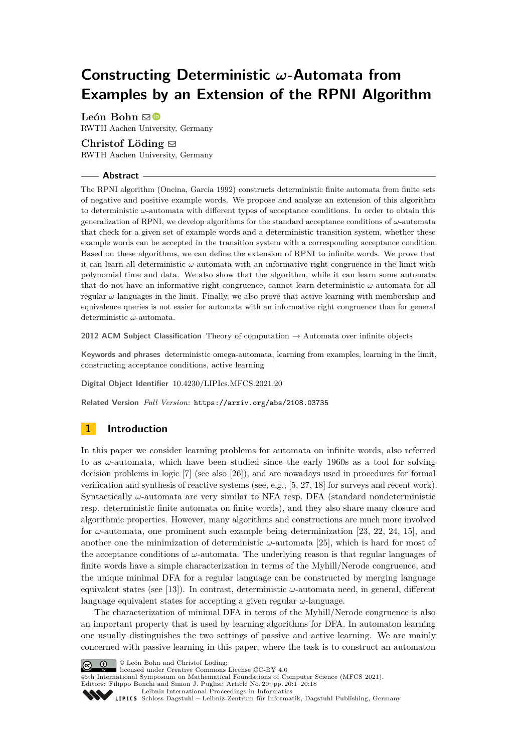# Constructing Deterministic $\omega$-Automata from Examples by an Extension of the RPNI Algorithm

**León Bohn**
RWTH Aachen University, Germany

**Christof Löding**
RWTH Aachen University, Germany

## Abstract

The RPNI algorithm (Oncina, Garcia 1992) constructs deterministic finite automata from finite sets of negative and positive example words. We propose and analyze an extension of this algorithm to deterministic $\omega$-automata with different types of acceptance conditions. In order to obtain this generalization of RPNI, we develop algorithms for the standard acceptance conditions of $\omega$-automata that check for a given set of example words and a deterministic transition system, whether these example words can be accepted in the transition system with a corresponding acceptance condition. Based on these algorithms, we can define the extension of RPNI to infinite words. We prove that it can learn all deterministic $\omega$-automata with an informative right congruence in the limit with polynomial time and data. We also show that the algorithm, while it can learn some automata that do not have an informative right congruence, cannot learn deterministic $\omega$-automata for all regular $\omega$-languages in the limit. Finally, we also prove that active learning with membership and equivalence queries is not easier for automata with an informative right congruence than for general deterministic $\omega$-automata.

**2012 ACM Subject Classification** Theory of computation → Automata over infinite objects

**Keywords and phrases** deterministic omega-automata, learning from examples, learning in the limit, constructing acceptance conditions, active learning

**Digital Object Identifier** 10.4230/LIPIcs.MFCS.2021.20

**Related Version** *Full Version*: `https://arxiv.org/abs/2108.03735`

## 1 Introduction

In this paper we consider learning problems for automata on infinite words, also referred to as $\omega$-automata, which have been studied since the early 1960s as a tool for solving decision problems in logic [7] (see also [26]), and are nowadays used in procedures for formal verification and synthesis of reactive systems (see, e.g., [5, 27, 18] for surveys and recent work). Syntactically $\omega$-automata are very similar to NFA resp. DFA (standard nondeterministic resp. deterministic finite automata on finite words), and they also share many closure and algorithmic properties. However, many algorithms and constructions are much more involved for $\omega$-automata, one prominent such example being determinization [23, 22, 24, 15], and another one the minimization of deterministic $\omega$-automata [25], which is hard for most of the acceptance conditions of $\omega$-automata. The underlying reason is that regular languages of finite words have a simple characterization in terms of the Myhill/Nerode congruence, and the unique minimal DFA for a regular language can be constructed by merging language equivalent states (see [13]). In contrast, deterministic $\omega$-automata need, in general, different language equivalent states for accepting a given regular $\omega$-language.

The characterization of minimal DFA in terms of the Myhill/Nerode congruence is also an important property that is used by learning algorithms for DFA. In automaton learning one usually distinguishes the two settings of passive and active learning. We are mainly concerned with passive learning in this paper, where the task is to construct an automaton

© León Bohn and Christof Löding;
licensed under Creative Commons License CC-BY 4.0
46th International Symposium on Mathematical Foundations of Computer Science (MFCS 2021).
Editors: Filippo Bonchi and Simon J. Puglisi; Article No. 20; pp. 20:1–20:18
Leibniz International Proceedings in Informatics
Schloss Dagstuhl – Leibniz-Zentrum für Informatik, Dagstuhl Publishing, Germany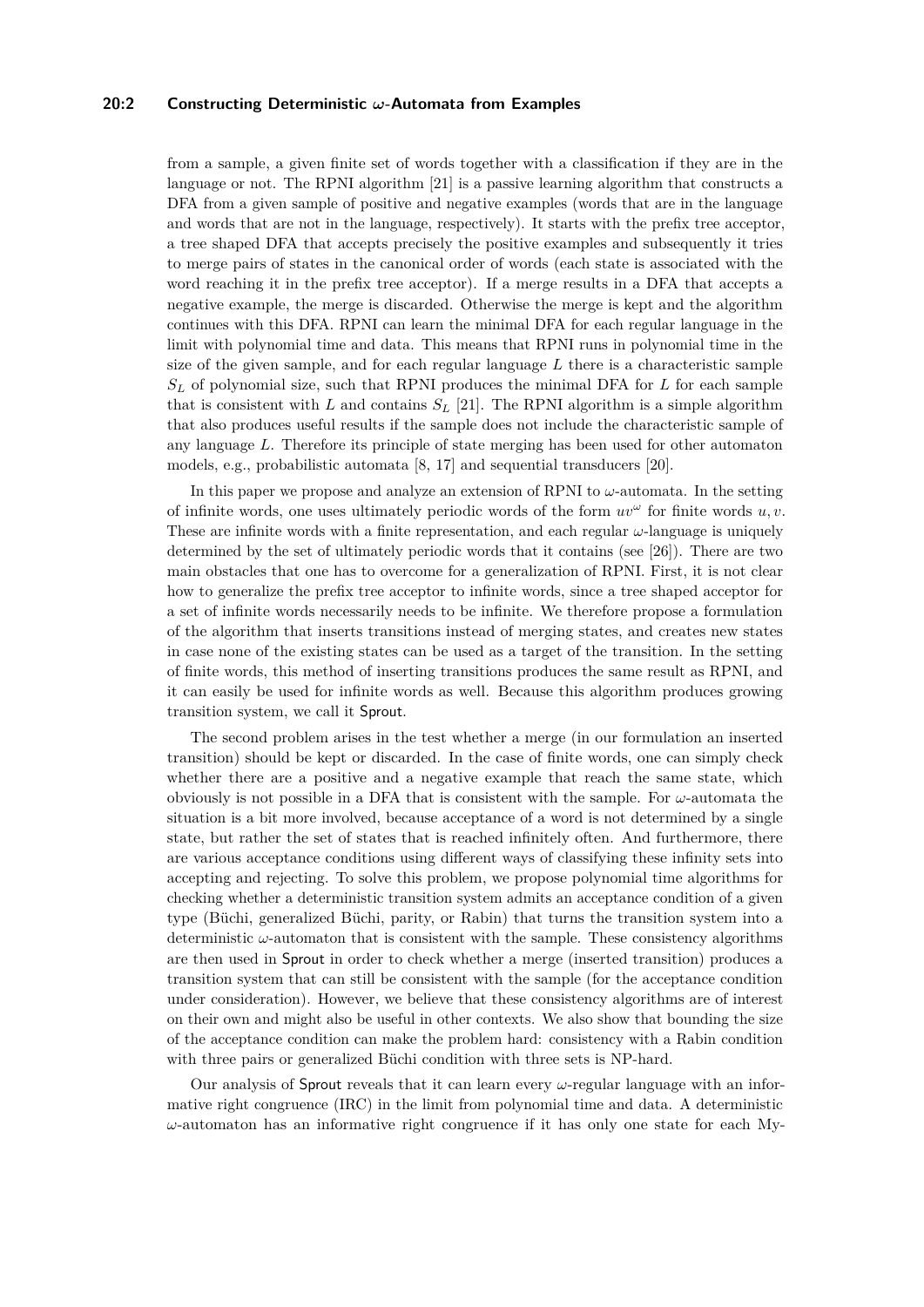from a sample, a given finite set of words together with a classification if they are in the language or not. The RPNI algorithm [21] is a passive learning algorithm that constructs a DFA from a given sample of positive and negative examples (words that are in the language and words that are not in the language, respectively). It starts with the prefix tree acceptor, a tree shaped DFA that accepts precisely the positive examples and subsequently it tries to merge pairs of states in the canonical order of words (each state is associated with the word reaching it in the prefix tree acceptor). If a merge results in a DFA that accepts a negative example, the merge is discarded. Otherwise the merge is kept and the algorithm continues with this DFA. RPNI can learn the minimal DFA for each regular language in the limit with polynomial time and data. This means that RPNI runs in polynomial time in the size of the given sample, and for each regular language $L$ there is a characteristic sample $S_L$ of polynomial size, such that RPNI produces the minimal DFA for $L$ for each sample that is consistent with $L$ and contains $S_L$ [21]. The RPNI algorithm is a simple algorithm that also produces useful results if the sample does not include the characteristic sample of any language $L$. Therefore its principle of state merging has been used for other automaton models, e.g., probabilistic automata [8, 17] and sequential transducers [20].

In this paper we propose and analyze an extension of RPNI to $\omega$-automata. In the setting of infinite words, one uses ultimately periodic words of the form $uv^\omega$ for finite words $u, v$. These are infinite words with a finite representation, and each regular $\omega$-language is uniquely determined by the set of ultimately periodic words that it contains (see [26]). There are two main obstacles that one has to overcome for a generalization of RPNI. First, it is not clear how to generalize the prefix tree acceptor to infinite words, since a tree shaped acceptor for a set of infinite words necessarily needs to be infinite. We therefore propose a formulation of the algorithm that inserts transitions instead of merging states, and creates new states in case none of the existing states can be used as a target of the transition. In the setting of finite words, this method of inserting transitions produces the same result as RPNI, and it can easily be used for infinite words as well. Because this algorithm produces growing transition system, we call it Sprout.

The second problem arises in the test whether a merge (in our formulation an inserted transition) should be kept or discarded. In the case of finite words, one can simply check whether there are a positive and a negative example that reach the same state, which obviously is not possible in a DFA that is consistent with the sample. For $\omega$-automata the situation is a bit more involved, because acceptance of a word is not determined by a single state, but rather the set of states that is reached infinitely often. And furthermore, there are various acceptance conditions using different ways of classifying these infinity sets into accepting and rejecting. To solve this problem, we propose polynomial time algorithms for checking whether a deterministic transition system admits an acceptance condition of a given type (Büchi, generalized Büchi, parity, or Rabin) that turns the transition system into a deterministic $\omega$-automaton that is consistent with the sample. These consistency algorithms are then used in Sprout in order to check whether a merge (inserted transition) produces a transition system that can still be consistent with the sample (for the acceptance condition under consideration). However, we believe that these consistency algorithms are of interest on their own and might also be useful in other contexts. We also show that bounding the size of the acceptance condition can make the problem hard: consistency with a Rabin condition with three pairs or generalized Büchi condition with three sets is NP-hard.

Our analysis of Sprout reveals that it can learn every $\omega$-regular language with an informative right congruence (IRC) in the limit from polynomial time and data. A deterministic $\omega$-automaton has an informative right congruence if it has only one state for each My-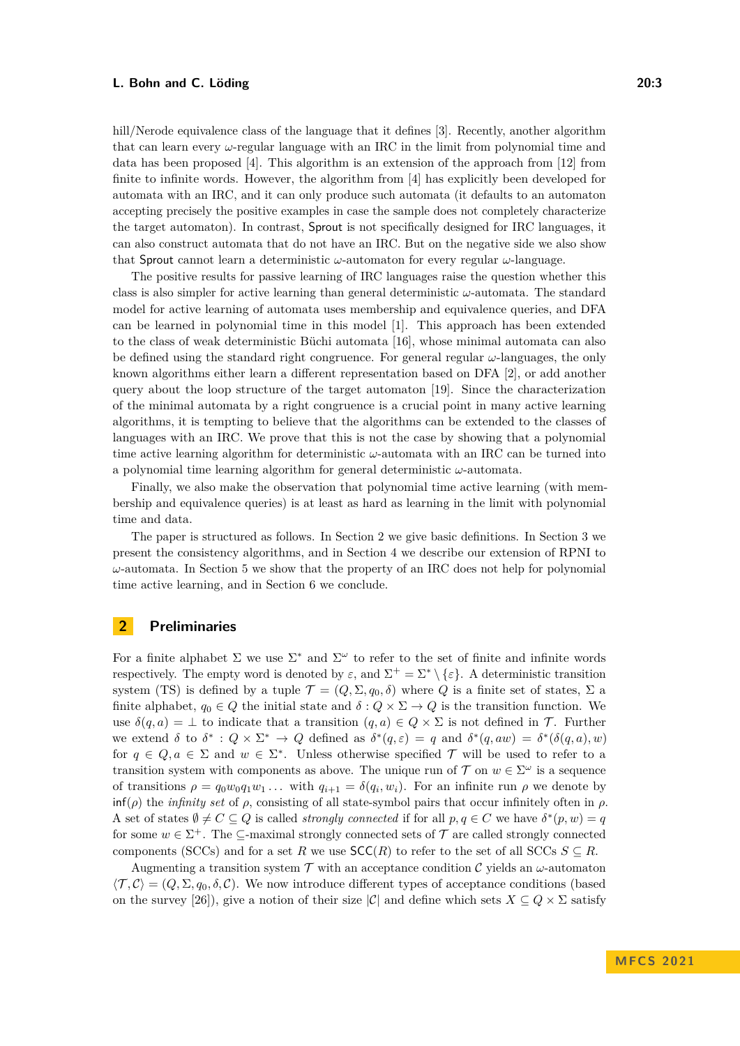hill/Nerode equivalence class of the language that it defines [3]. Recently, another algorithm that can learn every $\omega$-regular language with an IRC in the limit from polynomial time and data has been proposed [4]. This algorithm is an extension of the approach from [12] from finite to infinite words. However, the algorithm from [4] has explicitly been developed for automata with an IRC, and it can only produce such automata (it defaults to an automaton accepting precisely the positive examples in case the sample does not completely characterize the target automaton). In contrast, Sprout is not specifically designed for IRC languages, it can also construct automata that do not have an IRC. But on the negative side we also show that Sprout cannot learn a deterministic $\omega$-automaton for every regular $\omega$-language.

The positive results for passive learning of IRC languages raise the question whether this class is also simpler for active learning than general deterministic $\omega$-automata. The standard model for active learning of automata uses membership and equivalence queries, and DFA can be learned in polynomial time in this model [1]. This approach has been extended to the class of weak deterministic Büchi automata [16], whose minimal automata can also be defined using the standard right congruence. For general regular $\omega$-languages, the only known algorithms either learn a different representation based on DFA [2], or add another query about the loop structure of the target automaton [19]. Since the characterization of the minimal automata by a right congruence is a crucial point in many active learning algorithms, it is tempting to believe that the algorithms can be extended to the classes of languages with an IRC. We prove that this is not the case by showing that a polynomial time active learning algorithm for deterministic $\omega$-automata with an IRC can be turned into a polynomial time learning algorithm for general deterministic $\omega$-automata.

Finally, we also make the observation that polynomial time active learning (with membership and equivalence queries) is at least as hard as learning in the limit with polynomial time and data.

The paper is structured as follows. In Section 2 we give basic definitions. In Section 3 we present the consistency algorithms, and in Section 4 we describe our extension of RPNI to $\omega$-automata. In Section 5 we show that the property of an IRC does not help for polynomial time active learning, and in Section 6 we conclude.

## 2 Preliminaries

For a finite alphabet $\Sigma$ we use $\Sigma^*$ and $\Sigma^\omega$ to refer to the set of finite and infinite words respectively. The empty word is denoted by $\varepsilon$, and $\Sigma^+ = \Sigma^* \setminus \{\varepsilon\}$. A deterministic transition system (TS) is defined by a tuple $\mathcal{T} = (Q, \Sigma, q_0, \delta)$ where $Q$ is a finite set of states, $\Sigma$ a finite alphabet, $q_0 \in Q$ the initial state and $\delta : Q \times \Sigma \to Q$ is the transition function. We use $\delta(q, a) = \bot$ to indicate that a transition $(q, a) \in Q \times \Sigma$ is not defined in $\mathcal{T}$. Further we extend $\delta$ to $\delta^* : Q \times \Sigma^* \to Q$ defined as $\delta^*(q, \varepsilon) = q$ and $\delta^*(q, aw) = \delta^*(\delta(q, a), w)$ for $q \in Q, a \in \Sigma$ and $w \in \Sigma^*$. Unless otherwise specified $\mathcal{T}$ will be used to refer to a transition system with components as above. The unique run of $\mathcal{T}$ on $w \in \Sigma^\omega$ is a sequence of transitions $\rho = q_0 w_0 q_1 w_1 \ldots$ with $q_{i+1} = \delta(q_i, w_i)$. For an infinite run $\rho$ we denote by $\mathsf{inf}(\rho)$ the *infinity set* of $\rho$, consisting of all state-symbol pairs that occur infinitely often in $\rho$. A set of states $\emptyset \neq C \subseteq Q$ is called *strongly connected* if for all $p, q \in C$ we have $\delta^*(p, w) = q$ for some $w \in \Sigma^+$. The $\subseteq$-maximal strongly connected sets of $\mathcal{T}$ are called strongly connected components (SCCs) and for a set $R$ we use $\mathsf{SCC}(R)$ to refer to the set of all SCCs $S \subseteq R$.

Augmenting a transition system $\mathcal{T}$ with an acceptance condition $\mathcal{C}$ yields an $\omega$-automaton $\langle \mathcal{T}, \mathcal{C} \rangle = (Q, \Sigma, q_0, \delta, \mathcal{C})$. We now introduce different types of acceptance conditions (based on the survey [26]), give a notion of their size $|\mathcal{C}|$ and define which sets $X \subseteq Q \times \Sigma$ satisfy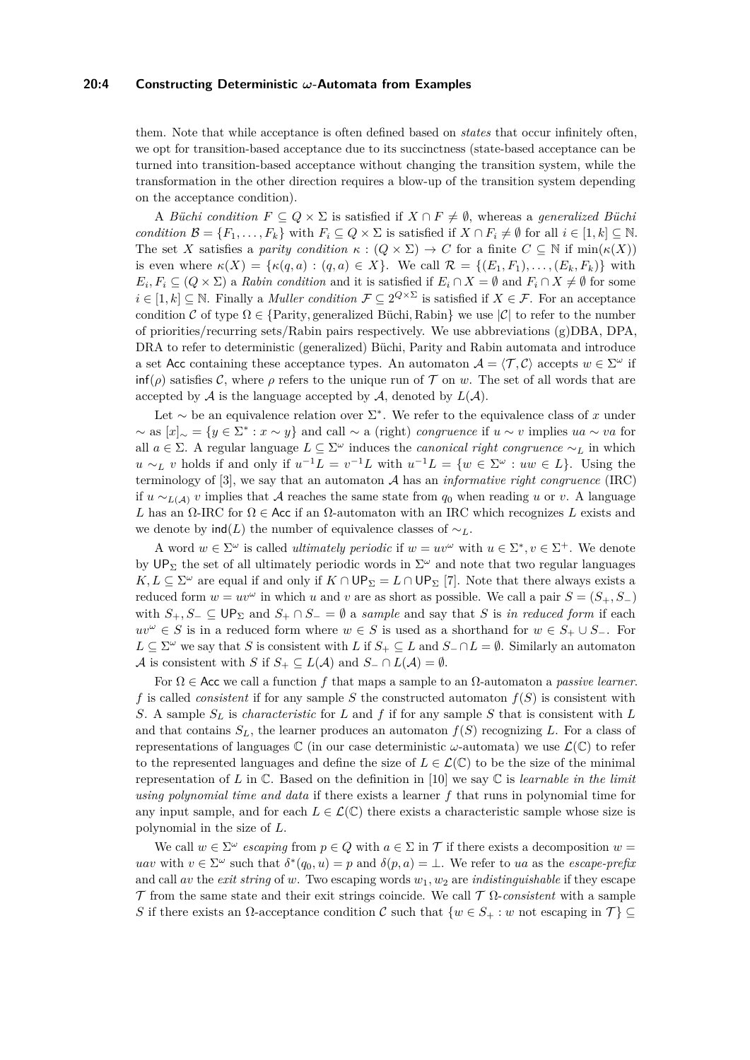them. Note that while acceptance is often defined based on *states* that occur infinitely often, we opt for transition-based acceptance due to its succinctness (state-based acceptance can be turned into transition-based acceptance without changing the transition system, while the transformation in the other direction requires a blow-up of the transition system depending on the acceptance condition).

A *Büchi condition* $F \subseteq Q \times \Sigma$ is satisfied if $X \cap F \neq \emptyset$, whereas a *generalized Büchi condition* $\mathcal{B} = \{F_1, \ldots, F_k\}$ with $F_i \subseteq Q \times \Sigma$ is satisfied if $X \cap F_i \neq \emptyset$ for all $i \in [1, k] \subseteq \mathbb{N}$. The set $X$ satisfies a *parity condition* $\kappa : (Q \times \Sigma) \to C$ for a finite $C \subseteq \mathbb{N}$ if $\min(\kappa(X))$ is even where $\kappa(X) = \{\kappa(q, a) : (q, a) \in X\}$. We call $\mathcal{R} = \{(E_1, F_1), \ldots, (E_k, F_k)\}$ with $E_i, F_i \subseteq (Q \times \Sigma)$ a *Rabin condition* and it is satisfied if $E_i \cap X = \emptyset$ and $F_i \cap X \neq \emptyset$ for some $i \in [1, k] \subseteq \mathbb{N}$. Finally a *Muller condition* $\mathcal{F} \subseteq 2^{Q \times \Sigma}$ is satisfied if $X \in \mathcal{F}$. For an acceptance condition $\mathcal{C}$ of type $\Omega \in \{\text{Parity}, \text{generalized Büchi}, \text{Rabin}\}$ we use $|\mathcal{C}|$ to refer to the number of priorities/recurring sets/Rabin pairs respectively. We use abbreviations (g)DBA, DPA, DRA to refer to deterministic (generalized) Büchi, Parity and Rabin automata and introduce a set $\mathsf{Acc}$ containing these acceptance types. An automaton $\mathcal{A} = \langle \mathcal{T}, \mathcal{C} \rangle$ accepts $w \in \Sigma^\omega$ if $\mathsf{inf}(\rho)$ satisfies $\mathcal{C}$, where $\rho$ refers to the unique run of $\mathcal{T}$ on $w$. The set of all words that are accepted by $\mathcal{A}$ is the language accepted by $\mathcal{A}$, denoted by $L(\mathcal{A})$.

Let $\sim$ be an equivalence relation over $\Sigma^*$. We refer to the equivalence class of $x$ under $\sim$ as $[x]_\sim = \{y \in \Sigma^* : x \sim y\}$ and call $\sim$ a (right) *congruence* if $u \sim v$ implies $ua \sim va$ for all $a \in \Sigma$. A regular language $L \subseteq \Sigma^\omega$ induces the *canonical right congruence* $\sim_L$ in which $u \sim_L v$ holds if and only if $u^{-1}L = v^{-1}L$ with $u^{-1}L = \{w \in \Sigma^\omega : uw \in L\}$. Using the terminology of [3], we say that an automaton $\mathcal{A}$ has an *informative right congruence* (IRC) if $u \sim_{L(\mathcal{A})} v$ implies that $\mathcal{A}$ reaches the same state from $q_0$ when reading $u$ or $v$. A language $L$ has an $\Omega$-IRC for $\Omega \in \mathsf{Acc}$ if an $\Omega$-automaton with an IRC which recognizes $L$ exists and we denote by $\mathsf{ind}(L)$ the number of equivalence classes of $\sim_L$.

A word $w \in \Sigma^\omega$ is called *ultimately periodic* if $w = uv^\omega$ with $u \in \Sigma^*, v \in \Sigma^+$. We denote by $\mathsf{UP}_\Sigma$ the set of all ultimately periodic words in $\Sigma^\omega$ and note that two regular languages $K, L \subseteq \Sigma^\omega$ are equal if and only if $K \cap \mathsf{UP}_\Sigma = L \cap \mathsf{UP}_\Sigma$ [7]. Note that there always exists a reduced form $w = uv^\omega$ in which $u$ and $v$ are as short as possible. We call a pair $S = (S_+, S_-)$ with $S_+, S_- \subseteq \mathsf{UP}_\Sigma$ and $S_+ \cap S_- = \emptyset$ a *sample* and say that $S$ is *in reduced form* if each $uv^\omega \in S$ is in a reduced form where $w \in S$ is used as a shorthand for $w \in S_+ \cup S_-$. For $L \subseteq \Sigma^\omega$ we say that $S$ is consistent with $L$ if $S_+ \subseteq L$ and $S_- \cap L = \emptyset$. Similarly an automaton $\mathcal{A}$ is consistent with $S$ if $S_+ \subseteq L(\mathcal{A})$ and $S_- \cap L(\mathcal{A}) = \emptyset$.

For $\Omega \in \mathsf{Acc}$ we call a function $f$ that maps a sample to an $\Omega$-automaton a *passive learner*. $f$ is called *consistent* if for any sample $S$ the constructed automaton $f(S)$ is consistent with $S$. A sample $S_L$ is *characteristic* for $L$ and $f$ if for any sample $S$ that is consistent with $L$ and that contains $S_L$, the learner produces an automaton $f(S)$ recognizing $L$. For a class of representations of languages $\mathbb{C}$ (in our case deterministic $\omega$-automata) we use $\mathcal{L}(\mathbb{C})$ to refer to the represented languages and define the size of $L \in \mathcal{L}(\mathbb{C})$ to be the size of the minimal representation of $L$ in $\mathbb{C}$. Based on the definition in [10] we say $\mathbb{C}$ is *learnable in the limit using polynomial time and data* if there exists a learner $f$ that runs in polynomial time for any input sample, and for each $L \in \mathcal{L}(\mathbb{C})$ there exists a characteristic sample whose size is polynomial in the size of $L$.

We call $w \in \Sigma^\omega$ *escaping* from $p \in Q$ with $a \in \Sigma$ in $\mathcal{T}$ if there exists a decomposition $w = uav$ with $v \in \Sigma^\omega$ such that $\delta^*(q_0, u) = p$ and $\delta(p, a) = \bot$. We refer to $ua$ as the *escape-prefix* and call $av$ the *exit string* of $w$. Two escaping words $w_1, w_2$ are *indistinguishable* if they escape $\mathcal{T}$ from the same state and their exit strings coincide. We call $\mathcal{T}$ $\Omega$*-consistent* with a sample $S$ if there exists an $\Omega$-acceptance condition $\mathcal{C}$ such that $\{w \in S_+ : w \text{ not escaping in } \mathcal{T}\} \subseteq$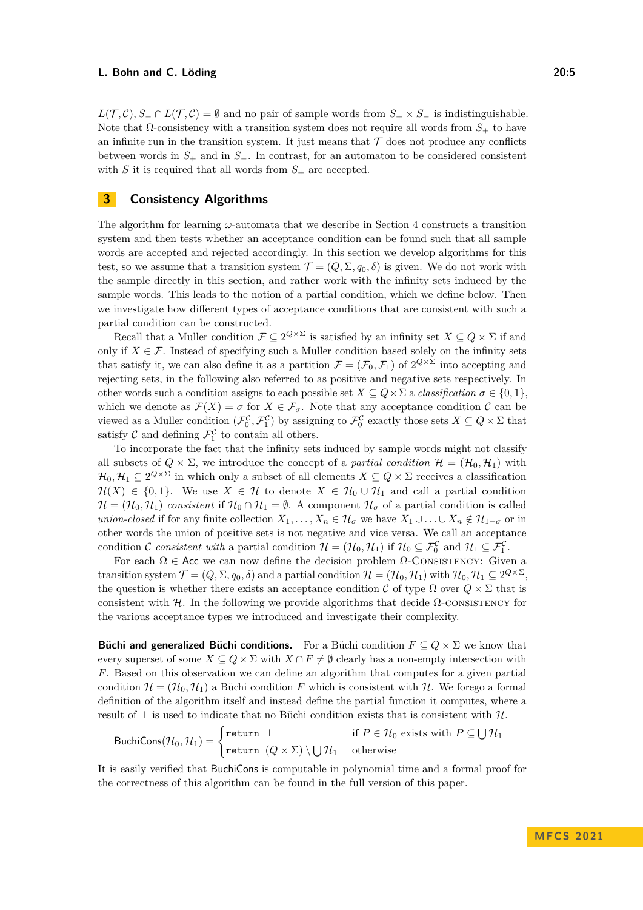$L(\mathcal{T}, \mathcal{C}), S_- \cap L(\mathcal{T}, \mathcal{C}) = \emptyset$ and no pair of sample words from $S_+ \times S_-$ is indistinguishable. Note that $\Omega$-consistency with a transition system does not require all words from $S_+$ to have an infinite run in the transition system. It just means that $\mathcal{T}$ does not produce any conflicts between words in $S_+$ and in $S_-$. In contrast, for an automaton to be considered consistent with $S$ it is required that all words from $S_+$ are accepted.

## 3 Consistency Algorithms

The algorithm for learning $\omega$-automata that we describe in Section 4 constructs a transition system and then tests whether an acceptance condition can be found such that all sample words are accepted and rejected accordingly. In this section we develop algorithms for this test, so we assume that a transition system $\mathcal{T} = (Q, \Sigma, q_0, \delta)$ is given. We do not work with the sample directly in this section, and rather work with the infinity sets induced by the sample words. This leads to the notion of a partial condition, which we define below. Then we investigate how different types of acceptance conditions that are consistent with such a partial condition can be constructed.

Recall that a Muller condition $\mathcal{F} \subseteq 2^{Q \times \Sigma}$ is satisfied by an infinity set $X \subseteq Q \times \Sigma$ if and only if $X \in \mathcal{F}$. Instead of specifying such a Muller condition based solely on the infinity sets that satisfy it, we can also define it as a partition $\mathcal{F} = (\mathcal{F}_0, \mathcal{F}_1)$ of $2^{Q \times \Sigma}$ into accepting and rejecting sets, in the following also referred to as positive and negative sets respectively. In other words such a condition assigns to each possible set $X \subseteq Q \times \Sigma$ a *classification* $\sigma \in \{0, 1\}$, which we denote as $\mathcal{F}(X) = \sigma$ for $X \in \mathcal{F}_\sigma$. Note that any acceptance condition $\mathcal{C}$ can be viewed as a Muller condition $(\mathcal{F}_0^{\mathcal{C}}, \mathcal{F}_1^{\mathcal{C}})$ by assigning to $\mathcal{F}_0^{\mathcal{C}}$ exactly those sets $X \subseteq Q \times \Sigma$ that satisfy $\mathcal{C}$ and defining $\mathcal{F}_1^{\mathcal{C}}$ to contain all others.

To incorporate the fact that the infinity sets induced by sample words might not classify all subsets of $Q \times \Sigma$, we introduce the concept of a *partial condition* $\mathcal{H} = (\mathcal{H}_0, \mathcal{H}_1)$ with $\mathcal{H}_0, \mathcal{H}_1 \subseteq 2^{Q \times \Sigma}$ in which only a subset of all elements $X \subseteq Q \times \Sigma$ receives a classification $\mathcal{H}(X) \in \{0, 1\}$. We use $X \in \mathcal{H}$ to denote $X \in \mathcal{H}_0 \cup \mathcal{H}_1$ and call a partial condition $\mathcal{H} = (\mathcal{H}_0, \mathcal{H}_1)$ *consistent* if $\mathcal{H}_0 \cap \mathcal{H}_1 = \emptyset$. A component $\mathcal{H}_\sigma$ of a partial condition is called *union-closed* if for any finite collection $X_1, \ldots, X_n \in \mathcal{H}_\sigma$ we have $X_1 \cup \ldots \cup X_n \notin \mathcal{H}_{1-\sigma}$ or in other words the union of positive sets is not negative and vice versa. We call an acceptance condition $\mathcal{C}$ *consistent with* a partial condition $\mathcal{H} = (\mathcal{H}_0, \mathcal{H}_1)$ if $\mathcal{H}_0 \subseteq \mathcal{F}_0^{\mathcal{C}}$ and $\mathcal{H}_1 \subseteq \mathcal{F}_1^{\mathcal{C}}$.

For each $\Omega \in \mathsf{Acc}$ we can now define the decision problem $\Omega$-Consistency: Given a transition system $\mathcal{T} = (Q, \Sigma, q_0, \delta)$ and a partial condition $\mathcal{H} = (\mathcal{H}_0, \mathcal{H}_1)$ with $\mathcal{H}_0, \mathcal{H}_1 \subseteq 2^{Q \times \Sigma}$, the question is whether there exists an acceptance condition $\mathcal{C}$ of type $\Omega$ over $Q \times \Sigma$ that is consistent with $\mathcal{H}$. In the following we provide algorithms that decide $\Omega$-consistency for the various acceptance types we introduced and investigate their complexity.

**Büchi and generalized Büchi conditions.** For a Büchi condition $F \subseteq Q \times \Sigma$ we know that every superset of some $X \subseteq Q \times \Sigma$ with $X \cap F \neq \emptyset$ clearly has a non-empty intersection with $F$. Based on this observation we can define an algorithm that computes for a given partial condition $\mathcal{H} = (\mathcal{H}_0, \mathcal{H}_1)$ a Büchi condition $F$ which is consistent with $\mathcal{H}$. We forego a formal definition of the algorithm itself and instead define the partial function it computes, where a result of $\bot$ is used to indicate that no Büchi condition exists that is consistent with $\mathcal{H}$.

$$\mathsf{BuchiCons}(\mathcal{H}_0, \mathcal{H}_1) = \begin{cases} \texttt{return } \bot & \text{if } P \in \mathcal{H}_0 \text{ exists with } P \subseteq \bigcup \mathcal{H}_1 \\ \texttt{return } (Q \times \Sigma) \setminus \bigcup \mathcal{H}_1 & \text{otherwise} \end{cases}$$

It is easily verified that BuchiCons is computable in polynomial time and a formal proof for the correctness of this algorithm can be found in the full version of this paper.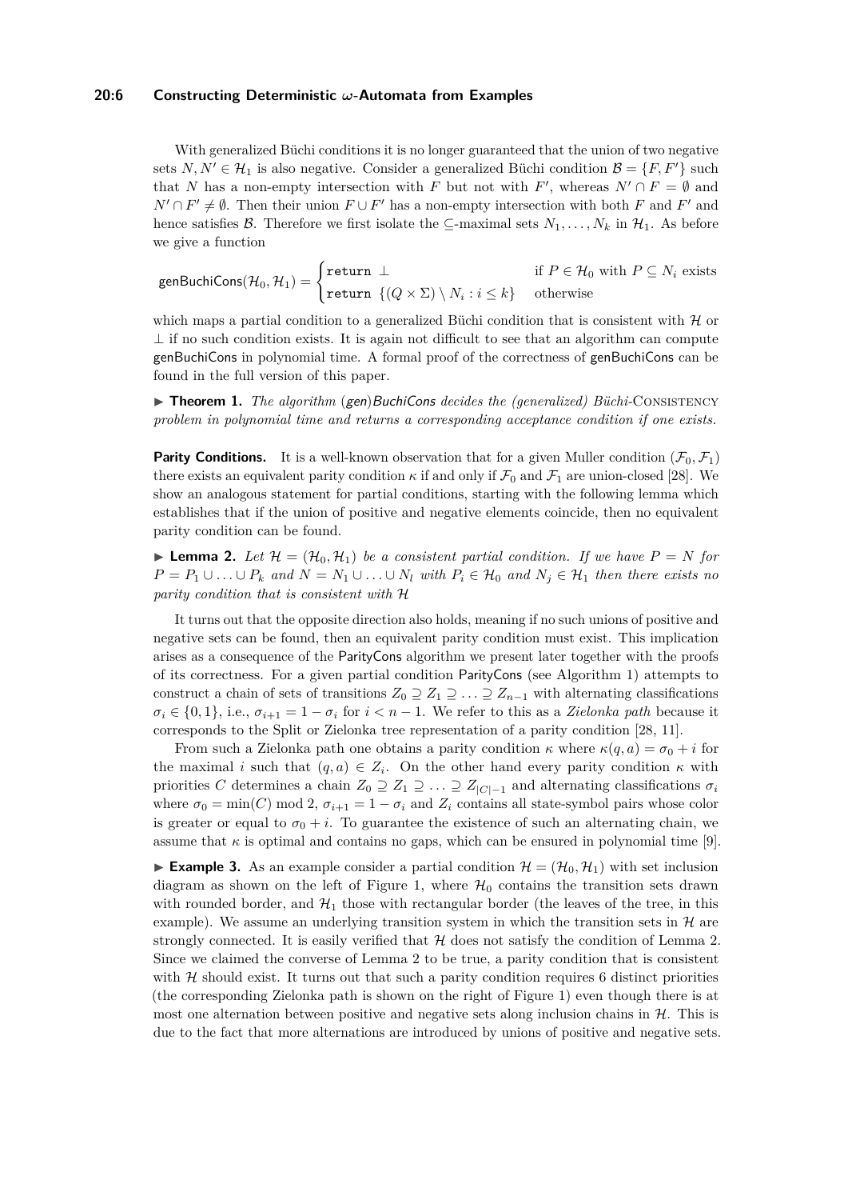With generalized Büchi conditions it is no longer guaranteed that the union of two negative sets $N, N' \in \mathcal{H}_1$ is also negative. Consider a generalized Büchi condition $\mathcal{B} = \{F, F'\}$ such that $N$ has a non-empty intersection with $F$ but not with $F'$, whereas $N' \cap F = \emptyset$ and $N' \cap F' \neq \emptyset$. Then their union $F \cup F'$ has a non-empty intersection with both $F$ and $F'$ and hence satisfies $\mathcal{B}$. Therefore we first isolate the $\subseteq$-maximal sets $N_1, \ldots, N_k$ in $\mathcal{H}_1$. As before we give a function

$$\mathsf{genBuchiCons}(\mathcal{H}_0, \mathcal{H}_1) = \begin{cases} \texttt{return } \bot & \text{if } P \in \mathcal{H}_0 \text{ with } P \subseteq N_i \text{ exists} \\ \texttt{return } \{(Q \times \Sigma) \setminus N_i : i \leq k\} & \text{otherwise} \end{cases}$$

which maps a partial condition to a generalized Büchi condition that is consistent with $\mathcal{H}$ or $\bot$ if no such condition exists. It is again not difficult to see that an algorithm can compute genBuchiCons in polynomial time. A formal proof of the correctness of genBuchiCons can be found in the full version of this paper.

▶ **Theorem 1.** *The algorithm (gen)BuchiCons decides the (generalized) Büchi-*Consistency *problem in polynomial time and returns a corresponding acceptance condition if one exists.*

**Parity Conditions.** It is a well-known observation that for a given Muller condition $(\mathcal{F}_0, \mathcal{F}_1)$ there exists an equivalent parity condition $\kappa$ if and only if $\mathcal{F}_0$ and $\mathcal{F}_1$ are union-closed [28]. We show an analogous statement for partial conditions, starting with the following lemma which establishes that if the union of positive and negative elements coincide, then no equivalent parity condition can be found.

▶ **Lemma 2.** *Let $\mathcal{H} = (\mathcal{H}_0, \mathcal{H}_1)$ be a consistent partial condition. If we have $P = N$ for $P = P_1 \cup \ldots \cup P_k$ and $N = N_1 \cup \ldots \cup N_l$ with $P_i \in \mathcal{H}_0$ and $N_j \in \mathcal{H}_1$ then there exists no parity condition that is consistent with $\mathcal{H}$*

It turns out that the opposite direction also holds, meaning if no such unions of positive and negative sets can be found, then an equivalent parity condition must exist. This implication arises as a consequence of the ParityCons algorithm we present later together with the proofs of its correctness. For a given partial condition ParityCons (see Algorithm 1) attempts to construct a chain of sets of transitions $Z_0 \supseteq Z_1 \supseteq \ldots \supseteq Z_{n-1}$ with alternating classifications $\sigma_i \in \{0, 1\}$, i.e., $\sigma_{i+1} = 1 - \sigma_i$ for $i < n - 1$. We refer to this as a *Zielonka path* because it corresponds to the Split or Zielonka tree representation of a parity condition [28, 11].

From such a Zielonka path one obtains a parity condition $\kappa$ where $\kappa(q, a) = \sigma_0 + i$ for the maximal $i$ such that $(q, a) \in Z_i$. On the other hand every parity condition $\kappa$ with priorities $C$ determines a chain $Z_0 \supseteq Z_1 \supseteq \ldots \supseteq Z_{|C|-1}$ and alternating classifications $\sigma_i$ where $\sigma_0 = \min(C) \bmod 2$, $\sigma_{i+1} = 1 - \sigma_i$ and $Z_i$ contains all state-symbol pairs whose color is greater or equal to $\sigma_0 + i$. To guarantee the existence of such an alternating chain, we assume that $\kappa$ is optimal and contains no gaps, which can be ensured in polynomial time [9].

▶ **Example 3.** As an example consider a partial condition $\mathcal{H} = (\mathcal{H}_0, \mathcal{H}_1)$ with set inclusion diagram as shown on the left of Figure 1, where $\mathcal{H}_0$ contains the transition sets drawn with rounded border, and $\mathcal{H}_1$ those with rectangular border (the leaves of the tree, in this example). We assume an underlying transition system in which the transition sets in $\mathcal{H}$ are strongly connected. It is easily verified that $\mathcal{H}$ does not satisfy the condition of Lemma 2. Since we claimed the converse of Lemma 2 to be true, a parity condition that is consistent with $\mathcal{H}$ should exist. It turns out that such a parity condition requires 6 distinct priorities (the corresponding Zielonka path is shown on the right of Figure 1) even though there is at most one alternation between positive and negative sets along inclusion chains in $\mathcal{H}$. This is due to the fact that more alternations are introduced by unions of positive and negative sets.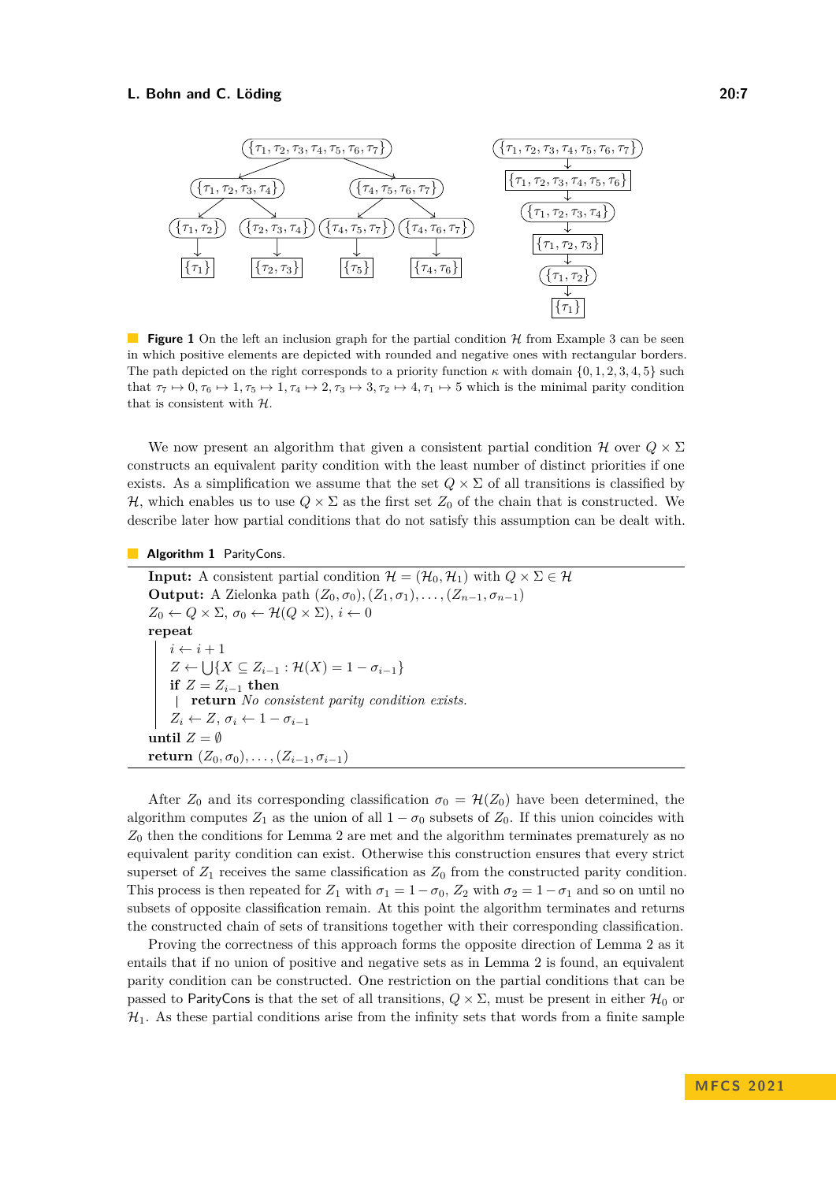**Figure 1** On the left an inclusion graph for the partial condition $\mathcal{H}$ from Example 3 can be seen in which positive elements are depicted with rounded and negative ones with rectangular borders. The path depicted on the right corresponds to a priority function $\kappa$ with domain $\{0, 1, 2, 3, 4, 5\}$ such that $\tau_7 \mapsto 0, \tau_6 \mapsto 1, \tau_5 \mapsto 1, \tau_4 \mapsto 2, \tau_3 \mapsto 3, \tau_2 \mapsto 4, \tau_1 \mapsto 5$ which is the minimal parity condition that is consistent with $\mathcal{H}$.

We now present an algorithm that given a consistent partial condition $\mathcal{H}$ over $Q \times \Sigma$ constructs an equivalent parity condition with the least number of distinct priorities if one exists. As a simplification we assume that the set $Q \times \Sigma$ of all transitions is classified by $\mathcal{H}$, which enables us to use $Q \times \Sigma$ as the first set $Z_0$ of the chain that is constructed. We describe later how partial conditions that do not satisfy this assumption can be dealt with.

**Algorithm 1** ParityCons.

```
Input: A consistent partial condition H = (H_0, H_1) with Q × Σ ∈ H
Output: A Zielonka path (Z_0, σ_0), (Z_1, σ_1), ..., (Z_{n-1}, σ_{n-1})
Z_0 ← Q × Σ, σ_0 ← H(Q × Σ), i ← 0
repeat
    i ← i + 1
    Z ← ⋃{X ⊆ Z_{i-1} : H(X) = 1 − σ_{i-1}}
    if Z = Z_{i-1} then
        return No consistent parity condition exists.
    Z_i ← Z, σ_i ← 1 − σ_{i-1}
until Z = ∅
return (Z_0, σ_0), ..., (Z_{i-1}, σ_{i-1})
```

After $Z_0$ and its corresponding classification $\sigma_0 = \mathcal{H}(Z_0)$ have been determined, the algorithm computes $Z_1$ as the union of all $1 - \sigma_0$ subsets of $Z_0$. If this union coincides with $Z_0$ then the conditions for Lemma 2 are met and the algorithm terminates prematurely as no equivalent parity condition can exist. Otherwise this construction ensures that every strict superset of $Z_1$ receives the same classification as $Z_0$ from the constructed parity condition. This process is then repeated for $Z_1$ with $\sigma_1 = 1 - \sigma_0$, $Z_2$ with $\sigma_2 = 1 - \sigma_1$ and so on until no subsets of opposite classification remain. At this point the algorithm terminates and returns the constructed chain of sets of transitions together with their corresponding classification.

Proving the correctness of this approach forms the opposite direction of Lemma 2 as it entails that if no union of positive and negative sets as in Lemma 2 is found, an equivalent parity condition can be constructed. One restriction on the partial conditions that can be passed to ParityCons is that the set of all transitions, $Q \times \Sigma$, must be present in either $\mathcal{H}_0$ or $\mathcal{H}_1$. As these partial conditions arise from the infinity sets that words from a finite sample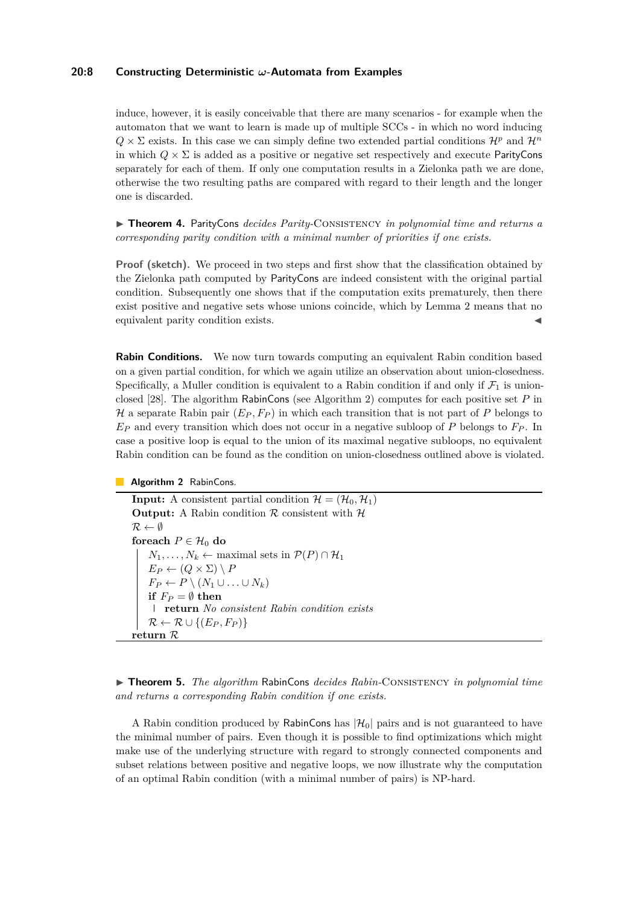induce, however, it is easily conceivable that there are many scenarios - for example when the automaton that we want to learn is made up of multiple SCCs - in which no word inducing $Q \times \Sigma$ exists. In this case we can simply define two extended partial conditions $\mathcal{H}^p$ and $\mathcal{H}^n$ in which $Q \times \Sigma$ is added as a positive or negative set respectively and execute ParityCons separately for each of them. If only one computation results in a Zielonka path we are done, otherwise the two resulting paths are compared with regard to their length and the longer one is discarded.

▶ **Theorem 4.** ParityCons *decides Parity-*Consistency *in polynomial time and returns a corresponding parity condition with a minimal number of priorities if one exists.*

**Proof (sketch).** We proceed in two steps and first show that the classification obtained by the Zielonka path computed by ParityCons are indeed consistent with the original partial condition. Subsequently one shows that if the computation exits prematurely, then there exist positive and negative sets whose unions coincide, which by Lemma 2 means that no equivalent parity condition exists. ◀

**Rabin Conditions.** We now turn towards computing an equivalent Rabin condition based on a given partial condition, for which we again utilize an observation about union-closedness. Specifically, a Muller condition is equivalent to a Rabin condition if and only if $\mathcal{F}_1$ is union-closed [28]. The algorithm RabinCons (see Algorithm 2) computes for each positive set $P$ in $\mathcal{H}$ a separate Rabin pair $(E_P, F_P)$ in which each transition that is not part of $P$ belongs to $E_P$ and every transition which does not occur in a negative subloop of $P$ belongs to $F_P$. In case a positive loop is equal to the union of its maximal negative subloops, no equivalent Rabin condition can be found as the condition on union-closedness outlined above is violated.

**Algorithm 2** RabinCons.

```
Input: A consistent partial condition H = (H_0, H_1)
Output: A Rabin condition R consistent with H
R ← ∅
foreach P ∈ H_0 do
    N_1, ..., N_k ← maximal sets in P(P) ∩ H_1
    E_P ← (Q × Σ) \ P
    F_P ← P \ (N_1 ∪ ... ∪ N_k)
    if F_P = ∅ then
        return No consistent Rabin condition exists
    R ← R ∪ {(E_P, F_P)}
return R
```

▶ **Theorem 5.** *The algorithm* RabinCons *decides Rabin-*Consistency *in polynomial time and returns a corresponding Rabin condition if one exists.*

A Rabin condition produced by RabinCons has $|\mathcal{H}_0|$ pairs and is not guaranteed to have the minimal number of pairs. Even though it is possible to find optimizations which might make use of the underlying structure with regard to strongly connected components and subset relations between positive and negative loops, we now illustrate why the computation of an optimal Rabin condition (with a minimal number of pairs) is NP-hard.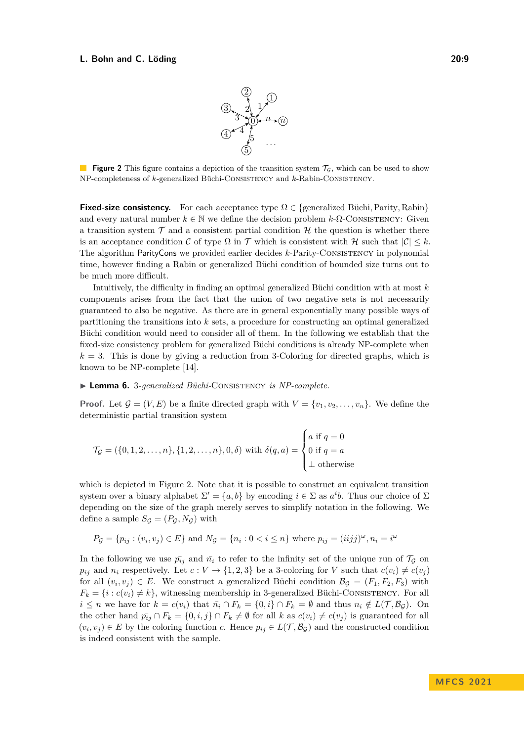**Figure 2** This figure contains a depiction of the transition system $\mathcal{T}_\mathcal{G}$, which can be used to show NP-completeness of $k$-generalized Büchi-Consistency and $k$-Rabin-Consistency.

**Fixed-size consistency.** For each acceptance type $\Omega \in \{\text{generalized Büchi}, \text{Parity}, \text{Rabin}\}$ and every natural number $k \in \mathbb{N}$ we define the decision problem $k$-$\Omega$-Consistency: Given a transition system $\mathcal{T}$ and a consistent partial condition $\mathcal{H}$ the question is whether there is an acceptance condition $\mathcal{C}$ of type $\Omega$ in $\mathcal{T}$ which is consistent with $\mathcal{H}$ such that $|\mathcal{C}| \leq k$. The algorithm ParityCons we provided earlier decides $k$-Parity-Consistency in polynomial time, however finding a Rabin or generalized Büchi condition of bounded size turns out to be much more difficult.

Intuitively, the difficulty in finding an optimal generalized Büchi condition with at most $k$ components arises from the fact that the union of two negative sets is not necessarily guaranteed to also be negative. As there are in general exponentially many possible ways of partitioning the transitions into $k$ sets, a procedure for constructing an optimal generalized Büchi condition would need to consider all of them. In the following we establish that the fixed-size consistency problem for generalized Büchi conditions is already NP-complete when $k = 3$. This is done by giving a reduction from 3-Coloring for directed graphs, which is known to be NP-complete [14].

▶ **Lemma 6.** *3-generalized Büchi-*Consistency *is NP-complete.*

**Proof.** Let $\mathcal{G} = (V, E)$ be a finite directed graph with $V = \{v_1, v_2, \ldots, v_n\}$. We define the deterministic partial transition system

$$\mathcal{T}_\mathcal{G} = (\{0, 1, 2, \ldots, n\}, \{1, 2, \ldots, n\}, 0, \delta) \text{ with } \delta(q, a) = \begin{cases} a \text{ if } q = 0 \\ 0 \text{ if } q = a \\ \bot \text{ otherwise} \end{cases}$$

which is depicted in Figure 2. Note that it is possible to construct an equivalent transition system over a binary alphabet $\Sigma' = \{a, b\}$ by encoding $i \in \Sigma$ as $a^i b$. Thus our choice of $\Sigma$ depending on the size of the graph merely serves to simplify notation in the following. We define a sample $S_\mathcal{G} = (P_\mathcal{G}, N_\mathcal{G})$ with

$$P_\mathcal{G} = \{p_{ij} : (v_i, v_j) \in E\} \text{ and } N_\mathcal{G} = \{n_i : 0 < i \leq n\} \text{ where } p_{ij} = (iijj)^\omega, n_i = i^\omega$$

In the following we use $\bar{p_{ij}}$ and $\bar{n_i}$ to refer to the infinity set of the unique run of $\mathcal{T}_\mathcal{G}$ on $p_{ij}$ and $n_i$ respectively. Let $c : V \to \{1, 2, 3\}$ be a 3-coloring for $V$ such that $c(v_i) \neq c(v_j)$ for all $(v_i, v_j) \in E$. We construct a generalized Büchi condition $\mathcal{B}_\mathcal{G} = (F_1, F_2, F_3)$ with $F_k = \{i : c(v_i) \neq k\}$, witnessing membership in 3-generalized Büchi-Consistency. For all $i \leq n$ we have for $k = c(v_i)$ that $\bar{n_i} \cap F_k = \{0, i\} \cap F_k = \emptyset$ and thus $n_i \notin L(\mathcal{T}, \mathcal{B}_\mathcal{G})$. On the other hand $\bar{p_{ij}} \cap F_k = \{0, i, j\} \cap F_k \neq \emptyset$ for all $k$ as $c(v_i) \neq c(v_j)$ is guaranteed for all $(v_i, v_j) \in E$ by the coloring function $c$. Hence $p_{ij} \in L(\mathcal{T}, \mathcal{B}_\mathcal{G})$ and the constructed condition is indeed consistent with the sample.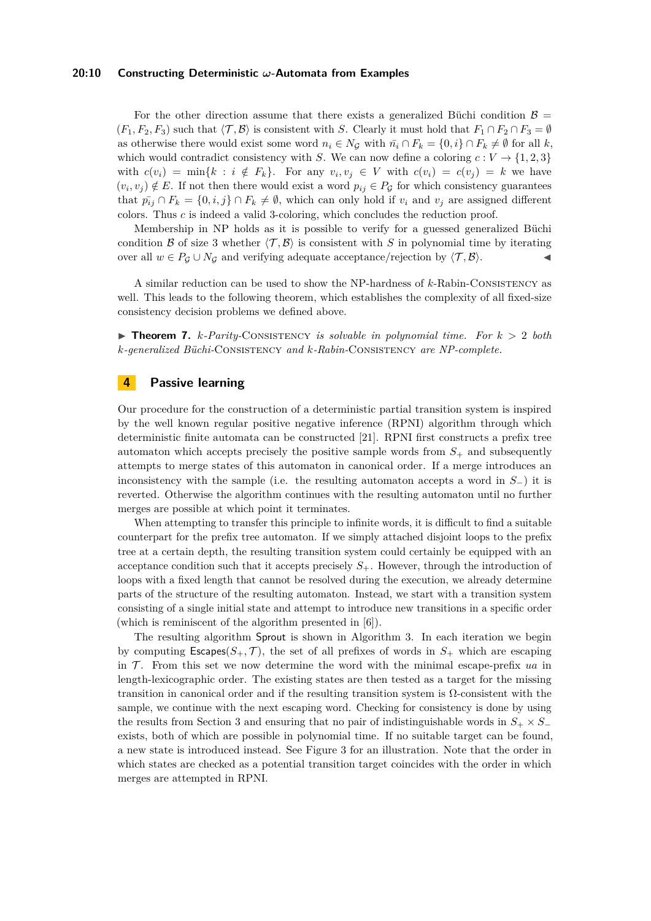For the other direction assume that there exists a generalized Büchi condition $\mathcal{B} = (F_1, F_2, F_3)$ such that $\langle \mathcal{T}, \mathcal{B} \rangle$ is consistent with $S$. Clearly it must hold that $F_1 \cap F_2 \cap F_3 = \emptyset$ as otherwise there would exist some word $n_i \in N_\mathcal{G}$ with $\bar{n_i} \cap F_k = \{0, i\} \cap F_k \neq \emptyset$ for all $k$, which would contradict consistency with $S$. We can now define a coloring $c : V \to \{1, 2, 3\}$ with $c(v_i) = \min\{k : i \notin F_k\}$. For any $v_i, v_j \in V$ with $c(v_i) = c(v_j) = k$ we have $(v_i, v_j) \notin E$. If not then there would exist a word $p_{ij} \in P_\mathcal{G}$ for which consistency guarantees that $\bar{p_{ij}} \cap F_k = \{0, i, j\} \cap F_k \neq \emptyset$, which can only hold if $v_i$ and $v_j$ are assigned different colors. Thus $c$ is indeed a valid 3-coloring, which concludes the reduction proof.

Membership in NP holds as it is possible to verify for a guessed generalized Büchi condition $\mathcal{B}$ of size 3 whether $\langle \mathcal{T}, \mathcal{B} \rangle$ is consistent with $S$ in polynomial time by iterating over all $w \in P_\mathcal{G} \cup N_\mathcal{G}$ and verifying adequate acceptance/rejection by $\langle \mathcal{T}, \mathcal{B} \rangle$. ◀

A similar reduction can be used to show the NP-hardness of $k$-Rabin-Consistency as well. This leads to the following theorem, which establishes the complexity of all fixed-size consistency decision problems we defined above.

▶ **Theorem 7.** *$k$-Parity-Consistency is solvable in polynomial time. For $k > 2$ both $k$-generalized Büchi-Consistency and $k$-Rabin-Consistency are NP-complete.*

# 4 Passive learning

Our procedure for the construction of a deterministic partial transition system is inspired by the well known regular positive negative inference (RPNI) algorithm through which deterministic finite automata can be constructed [21]. RPNI first constructs a prefix tree automaton which accepts precisely the positive sample words from $S_+$ and subsequently attempts to merge states of this automaton in canonical order. If a merge introduces an inconsistency with the sample (i.e. the resulting automaton accepts a word in $S_-$) it is reverted. Otherwise the algorithm continues with the resulting automaton until no further merges are possible at which point it terminates.

When attempting to transfer this principle to infinite words, it is difficult to find a suitable counterpart for the prefix tree automaton. If we simply attached disjoint loops to the prefix tree at a certain depth, the resulting transition system could certainly be equipped with an acceptance condition such that it accepts precisely $S_+$. However, through the introduction of loops with a fixed length that cannot be resolved during the execution, we already determine parts of the structure of the resulting automaton. Instead, we start with a transition system consisting of a single initial state and attempt to introduce new transitions in a specific order (which is reminiscent of the algorithm presented in [6]).

The resulting algorithm Sprout is shown in Algorithm 3. In each iteration we begin by computing $\mathsf{Escapes}(S_+, \mathcal{T})$, the set of all prefixes of words in $S_+$ which are escaping in $\mathcal{T}$. From this set we now determine the word with the minimal escape-prefix $ua$ in length-lexicographic order. The existing states are then tested as a target for the missing transition in canonical order and if the resulting transition system is $\Omega$-consistent with the sample, we continue with the next escaping word. Checking for consistency is done by using the results from Section 3 and ensuring that no pair of indistinguishable words in $S_+ \times S_-$ exists, both of which are possible in polynomial time. If no suitable target can be found, a new state is introduced instead. See Figure 3 for an illustration. Note that the order in which states are checked as a potential transition target coincides with the order in which merges are attempted in RPNI.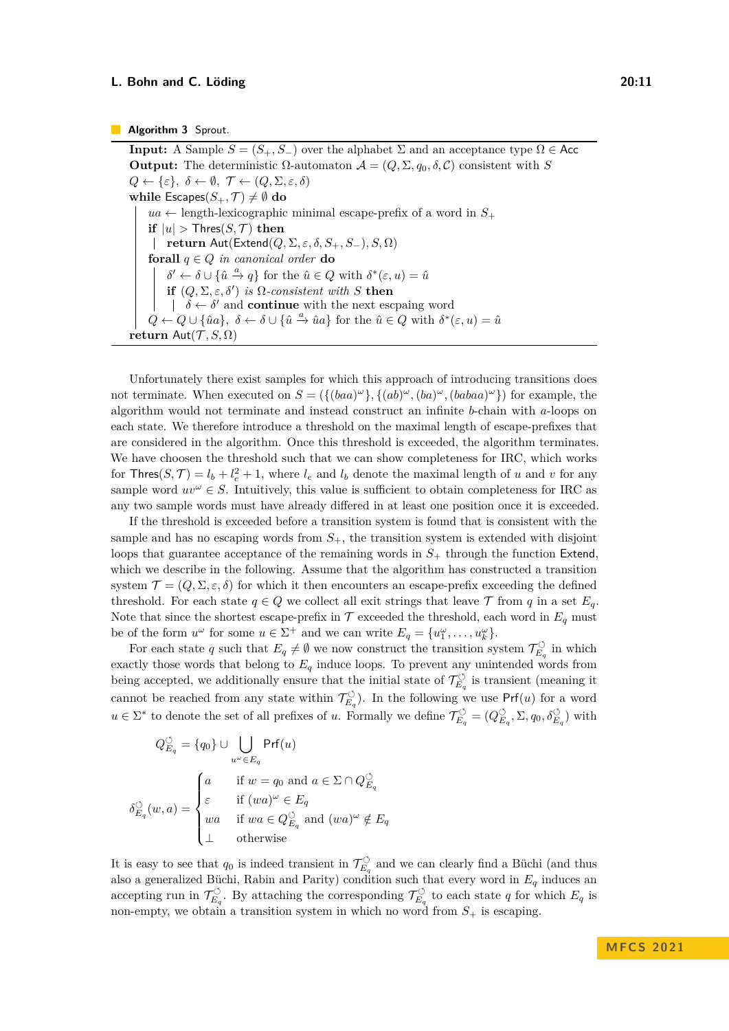**Algorithm 3** Sprout.

```
Input: A Sample S = (S+, S−) over the alphabet Σ and an acceptance type Ω ∈ Acc
Output: The deterministic Ω-automaton A = (Q, Σ, q0, δ, C) consistent with S
Q ← {ε}, δ ← ∅, T ← (Q, Σ, ε, δ)
while Escapes(S+, T) ≠ ∅ do
    ua ← length-lexicographic minimal escape-prefix of a word in S+
    if |u| > Thres(S, T) then
        return Aut(Extend(Q, Σ, ε, δ, S+, S−), S, Ω)
    forall q ∈ Q in canonical order do
        δ' ← δ ∪ {û –a→ q} for the û ∈ Q with δ*(ε, u) = û
        if (Q, Σ, ε, δ') is Ω-consistent with S then
            δ ← δ' and continue with the next escpaing word
    Q ← Q ∪ {ûa}, δ ← δ ∪ {û –a→ ûa} for the û ∈ Q with δ*(ε, u) = û
return Aut(T, S, Ω)
```

Unfortunately there exist samples for which this approach of introducing transitions does not terminate. When executed on $S = (\{(baa)^\omega\}, \{(ab)^\omega, (ba)^\omega, (babaa)^\omega\})$ for example, the algorithm would not terminate and instead construct an infinite $b$-chain with $a$-loops on each state. We therefore introduce a threshold on the maximal length of escape-prefixes that are considered in the algorithm. Once this threshold is exceeded, the algorithm terminates. We have choosen the threshold such that we can show completeness for IRC, which works for $\mathsf{Thres}(S, \mathcal{T}) = l_b + l_e^2 + 1$, where $l_e$ and $l_b$ denote the maximal length of $u$ and $v$ for any sample word $uv^\omega \in S$. Intuitively, this value is sufficient to obtain completeness for IRC as any two sample words must have already differed in at least one position once it is exceeded.

If the threshold is exceeded before a transition system is found that is consistent with the sample and has no escaping words from $S_+$, the transition system is extended with disjoint loops that guarantee acceptance of the remaining words in $S_+$ through the function $\mathsf{Extend}$, which we describe in the following. Assume that the algorithm has constructed a transition system $\mathcal{T} = (Q, \Sigma, \varepsilon, \delta)$ for which it then encounters an escape-prefix exceeding the defined threshold. For each state $q \in Q$ we collect all exit strings that leave $\mathcal{T}$ from $q$ in a set $E_q$. Note that since the shortest escape-prefix in $\mathcal{T}$ exceeded the threshold, each word in $E_q$ must be of the form $u^\omega$ for some $u \in \Sigma^+$ and we can write $E_q = \{u_1^\omega, \ldots, u_k^\omega\}$.

For each state $q$ such that $E_q \neq \emptyset$ we now construct the transition system $\mathcal{T}_{E_q}^{\circlearrowleft}$ in which exactly those words that belong to $E_q$ induce loops. To prevent any unintended words from being accepted, we additionally ensure that the initial state of $\mathcal{T}_{E_q}^{\circlearrowleft}$ is transient (meaning it cannot be reached from any state within $\mathcal{T}_{E_q}^{\circlearrowleft}$). In the following we use $\mathsf{Prf}(u)$ for a word $u \in \Sigma^*$ to denote the set of all prefixes of $u$. Formally we define $\mathcal{T}_{E_q}^{\circlearrowleft} = (Q_{E_q}^{\circlearrowleft}, \Sigma, q_0, \delta_{E_q}^{\circlearrowleft})$ with

$$Q_{E_q}^{\circlearrowleft} = \{q_0\} \cup \bigcup_{u^\omega \in E_q} \mathsf{Prf}(u)$$

$$\delta_{E_q}^{\circlearrowleft}(w, a) = \begin{cases} a & \text{if } w = q_0 \text{ and } a \in \Sigma \cap Q_{E_q}^{\circlearrowleft} \\ \varepsilon & \text{if } (wa)^\omega \in E_q \\ wa & \text{if } wa \in Q_{E_q}^{\circlearrowleft} \text{ and } (wa)^\omega \notin E_q \\ \bot & \text{otherwise} \end{cases}$$

It is easy to see that $q_0$ is indeed transient in $\mathcal{T}_{E_q}^{\circlearrowleft}$ and we can clearly find a Büchi (and thus also a generalized Büchi, Rabin and Parity) condition such that every word in $E_q$ induces an accepting run in $\mathcal{T}_{E_q}^{\circlearrowleft}$. By attaching the corresponding $\mathcal{T}_{E_q}^{\circlearrowleft}$ to each state $q$ for which $E_q$ is non-empty, we obtain a transition system in which no word from $S_+$ is escaping.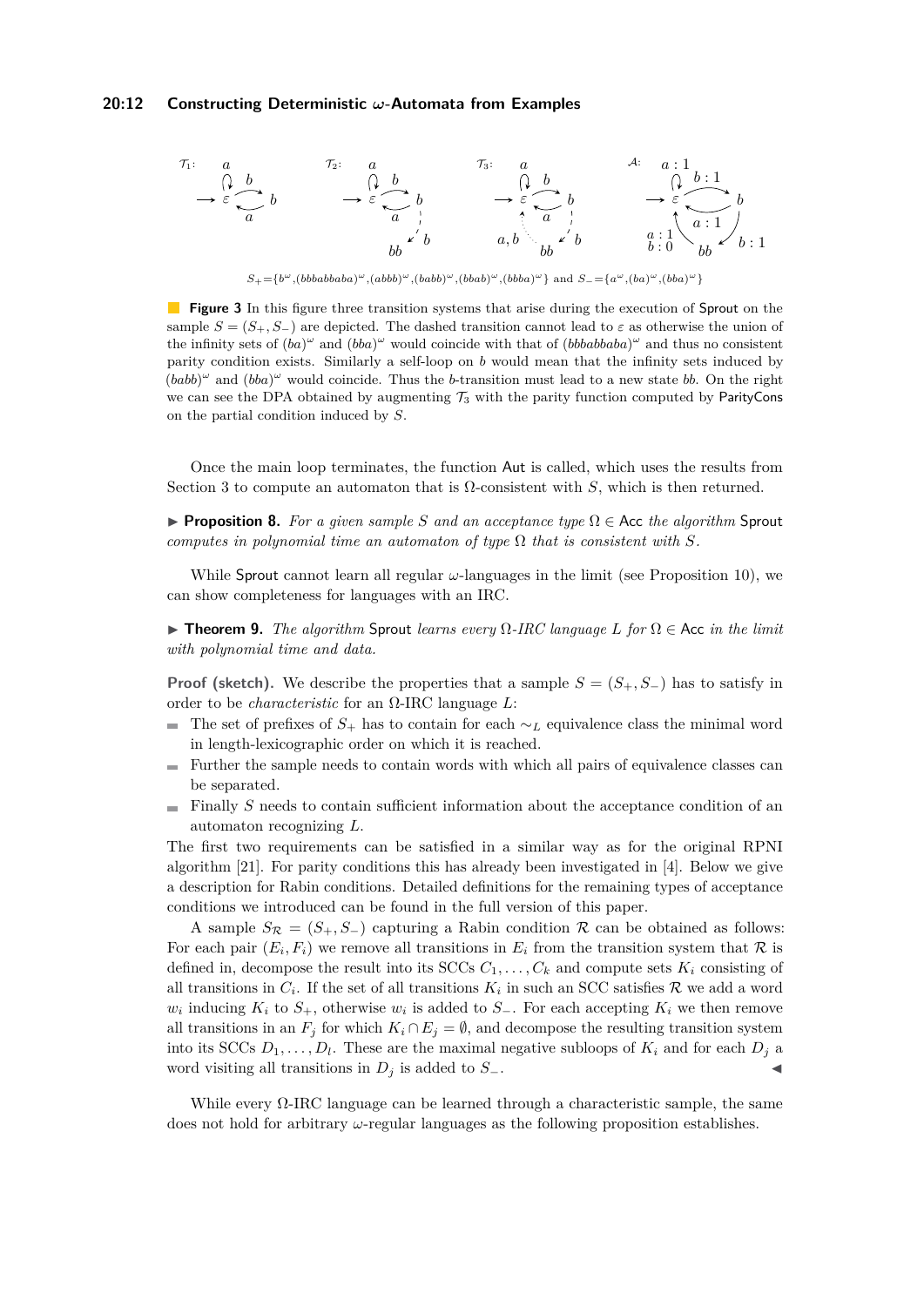$S_+ = \{b^\omega, (bbbabbaba)^\omega, (abbb)^\omega, (babb)^\omega, (bbab)^\omega, (bbba)^\omega\}$ and $S_- = \{a^\omega, (ba)^\omega, (bba)^\omega\}$

**Figure 3** In this figure three transition systems that arise during the execution of Sprout on the sample $S = (S_+, S_-)$ are depicted. The dashed transition cannot lead to $\varepsilon$ as otherwise the union of the infinity sets of $(ba)^\omega$ and $(bba)^\omega$ would coincide with that of $(bbbabbaba)^\omega$ and thus no consistent parity condition exists. Similarly a self-loop on $b$ would mean that the infinity sets induced by $(babb)^\omega$ and $(bba)^\omega$ would coincide. Thus the $b$-transition must lead to a new state $bb$. On the right we can see the DPA obtained by augmenting $\mathcal{T}_3$ with the parity function computed by ParityCons on the partial condition induced by $S$.

Once the main loop terminates, the function Aut is called, which uses the results from Section 3 to compute an automaton that is $\Omega$-consistent with $S$, which is then returned.

▶ **Proposition 8.** *For a given sample $S$ and an acceptance type $\Omega \in$ Acc the algorithm* Sprout *computes in polynomial time an automaton of type $\Omega$ that is consistent with $S$.*

While Sprout cannot learn all regular $\omega$-languages in the limit (see Proposition 10), we can show completeness for languages with an IRC.

▶ **Theorem 9.** *The algorithm* Sprout *learns every $\Omega$-IRC language $L$ for $\Omega \in$ Acc in the limit with polynomial time and data.*

**Proof (sketch).** We describe the properties that a sample $S = (S_+, S_-)$ has to satisfy in order to be *characteristic* for an $\Omega$-IRC language $L$:

- The set of prefixes of $S_+$ has to contain for each $\sim_L$ equivalence class the minimal word in length-lexicographic order on which it is reached.
- Further the sample needs to contain words with which all pairs of equivalence classes can be separated.
- Finally $S$ needs to contain sufficient information about the acceptance condition of an automaton recognizing $L$.

The first two requirements can be satisfied in a similar way as for the original RPNI algorithm [21]. For parity conditions this has already been investigated in [4]. Below we give a description for Rabin conditions. Detailed definitions for the remaining types of acceptance conditions we introduced can be found in the full version of this paper.

A sample $S_\mathcal{R} = (S_+, S_-)$ capturing a Rabin condition $\mathcal{R}$ can be obtained as follows: For each pair $(E_i, F_i)$ we remove all transitions in $E_i$ from the transition system that $\mathcal{R}$ is defined in, decompose the result into its SCCs $C_1, \dots, C_k$ and compute sets $K_i$ consisting of all transitions in $C_i$. If the set of all transitions $K_i$ in such an SCC satisfies $\mathcal{R}$ we add a word $w_i$ inducing $K_i$ to $S_+$, otherwise $w_i$ is added to $S_-$. For each accepting $K_i$ we then remove all transitions in an $F_j$ for which $K_i \cap E_j = \emptyset$, and decompose the resulting transition system into its SCCs $D_1, \dots, D_l$. These are the maximal negative subloops of $K_i$ and for each $D_j$ a word visiting all transitions in $D_j$ is added to $S_-$. ◀

While every $\Omega$-IRC language can be learned through a characteristic sample, the same does not hold for arbitrary $\omega$-regular languages as the following proposition establishes.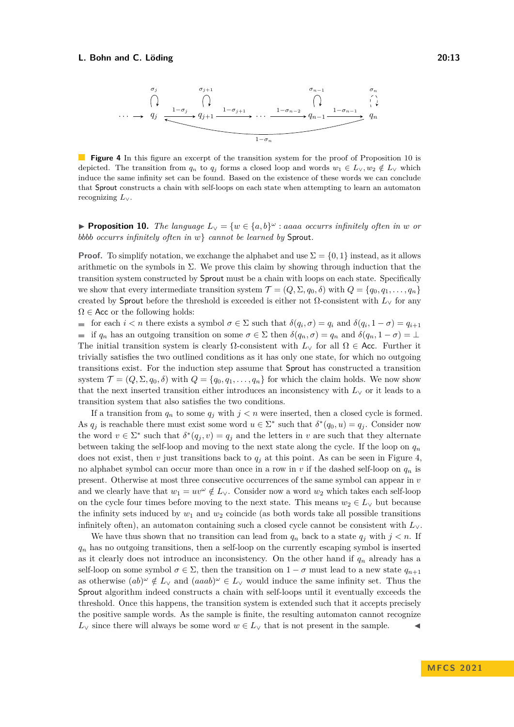**Figure 4** In this figure an excerpt of the transition system for the proof of Proposition 10 is depicted. The transition from $q_n$ to $q_j$ forms a closed loop and words $w_1 \in L_\vee, w_2 \notin L_\vee$ which induce the same infinity set can be found. Based on the existence of these words we can conclude that Sprout constructs a chain with self-loops on each state when attempting to learn an automaton recognizing $L_\vee$.

▶ **Proposition 10.** *The language $L_\vee = \{w \in \{a,b\}^\omega : aaaa$ occurrs infinitely often in $w$ or $bbbb$ occurrs infinitely often in $w\}$ cannot be learned by* Sprout*.*

**Proof.** To simplify notation, we exchange the alphabet and use $\Sigma = \{0, 1\}$ instead, as it allows arithmetic on the symbols in $\Sigma$. We prove this claim by showing through induction that the transition system constructed by Sprout must be a chain with loops on each state. Specifically we show that every intermediate transition system $\mathcal{T} = (Q, \Sigma, q_0, \delta)$ with $Q = \{q_0, q_1, \ldots, q_n\}$ created by Sprout before the threshold is exceeded is either not $\Omega$-consistent with $L_\vee$ for any $\Omega \in \mathsf{Acc}$ or the following holds:

- for each $i < n$ there exists a symbol $\sigma \in \Sigma$ such that $\delta(q_i, \sigma) = q_i$ and $\delta(q_i, 1 - \sigma) = q_{i+1}$
- if $q_n$ has an outgoing transition on some $\sigma \in \Sigma$ then $\delta(q_n, \sigma) = q_n$ and $\delta(q_n, 1 - \sigma) = \bot$

The initial transition system is clearly $\Omega$-consistent with $L_\vee$ for all $\Omega \in \mathsf{Acc}$. Further it trivially satisfies the two outlined conditions as it has only one state, for which no outgoing transitions exist. For the induction step assume that Sprout has constructed a transition system $\mathcal{T} = (Q, \Sigma, q_0, \delta)$ with $Q = \{q_0, q_1, \ldots, q_n\}$ for which the claim holds. We now show that the next inserted transition either introduces an inconsistency with $L_\vee$ or it leads to a transition system that also satisfies the two conditions.

If a transition from $q_n$ to some $q_j$ with $j < n$ were inserted, then a closed cycle is formed. As $q_j$ is reachable there must exist some word $u \in \Sigma^*$ such that $\delta^*(q_0, u) = q_j$. Consider now the word $v \in \Sigma^*$ such that $\delta^*(q_j, v) = q_j$ and the letters in $v$ are such that they alternate between taking the self-loop and moving to the next state along the cycle. If the loop on $q_n$ does not exist, then $v$ just transitions back to $q_j$ at this point. As can be seen in Figure 4, no alphabet symbol can occur more than once in a row in $v$ if the dashed self-loop on $q_n$ is present. Otherwise at most three consecutive occurrences of the same symbol can appear in $v$ and we clearly have that $w_1 = uv^\omega \notin L_\vee$. Consider now a word $w_2$ which takes each self-loop on the cycle four times before moving to the next state. This means $w_2 \in L_\vee$ but because the infinity sets induced by $w_1$ and $w_2$ coincide (as both words take all possible transitions infinitely often), an automaton containing such a closed cycle cannot be consistent with $L_\vee$.

We have thus shown that no transition can lead from $q_n$ back to a state $q_j$ with $j < n$. If $q_n$ has no outgoing transitions, then a self-loop on the currently escaping symbol is inserted as it clearly does not introduce an inconsistency. On the other hand if $q_n$ already has a self-loop on some symbol $\sigma \in \Sigma$, then the transition on $1 - \sigma$ must lead to a new state $q_{n+1}$ as otherwise $(ab)^\omega \notin L_\vee$ and $(aaab)^\omega \in L_\vee$ would induce the same infinity set. Thus the Sprout algorithm indeed constructs a chain with self-loops until it eventually exceeds the threshold. Once this happens, the transition system is extended such that it accepts precisely the positive sample words. As the sample is finite, the resulting automaton cannot recognize $L_\vee$ since there will always be some word $w \in L_\vee$ that is not present in the sample. ◀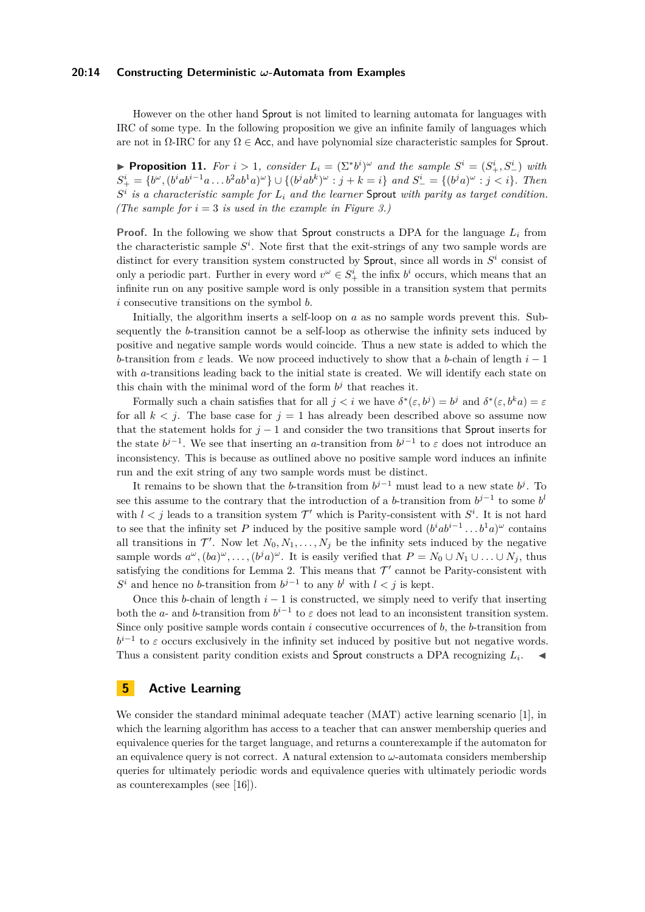However on the other hand Sprout is not limited to learning automata for languages with IRC of some type. In the following proposition we give an infinite family of languages which are not in $\Omega$-IRC for any $\Omega \in$ Acc, and have polynomial size characteristic samples for Sprout.

▶ **Proposition 11.** *For $i > 1$, consider $L_i = (\Sigma^* b^i)^\omega$ and the sample $S^i = (S^i_+, S^i_-)$ with $S^i_+ = \{b^\omega, (b^i a b^{i-1} a \ldots b^2 a b^1 a)^\omega\} \cup \{(b^j a b^k)^\omega : j + k = i\}$ and $S^i_- = \{(b^j a)^\omega : j < i\}$. Then $S^i$ is a characteristic sample for $L_i$ and the learner Sprout with parity as target condition. (The sample for $i = 3$ is used in the example in Figure 3.)*

**Proof.** In the following we show that Sprout constructs a DPA for the language $L_i$ from the characteristic sample $S^i$. Note first that the exit-strings of any two sample words are distinct for every transition system constructed by Sprout, since all words in $S^i$ consist of only a periodic part. Further in every word $v^\omega \in S^i_+$ the infix $b^i$ occurs, which means that an infinite run on any positive sample word is only possible in a transition system that permits $i$ consecutive transitions on the symbol $b$.

Initially, the algorithm inserts a self-loop on $a$ as no sample words prevent this. Subsequently the $b$-transition cannot be a self-loop as otherwise the infinity sets induced by positive and negative sample words would coincide. Thus a new state is added to which the $b$-transition from $\varepsilon$ leads. We now proceed inductively to show that a $b$-chain of length $i - 1$ with $a$-transitions leading back to the initial state is created. We will identify each state on this chain with the minimal word of the form $b^j$ that reaches it.

Formally such a chain satisfies that for all $j < i$ we have $\delta^*(\varepsilon, b^j) = b^j$ and $\delta^*(\varepsilon, b^k a) = \varepsilon$ for all $k < j$. The base case for $j = 1$ has already been described above so assume now that the statement holds for $j - 1$ and consider the two transitions that Sprout inserts for the state $b^{j-1}$. We see that inserting an $a$-transition from $b^{j-1}$ to $\varepsilon$ does not introduce an inconsistency. This is because as outlined above no positive sample word induces an infinite run and the exit string of any two sample words must be distinct.

It remains to be shown that the $b$-transition from $b^{j-1}$ must lead to a new state $b^j$. To see this assume to the contrary that the introduction of a $b$-transition from $b^{j-1}$ to some $b^l$ with $l < j$ leads to a transition system $\mathcal{T}'$ which is Parity-consistent with $S^i$. It is not hard to see that the infinity set $P$ induced by the positive sample word $(b^i a b^{i-1} \ldots b^1 a)^\omega$ contains all transitions in $\mathcal{T}'$. Now let $N_0, N_1, \ldots, N_j$ be the infinity sets induced by the negative sample words $a^\omega, (ba)^\omega, \ldots, (b^j a)^\omega$. It is easily verified that $P = N_0 \cup N_1 \cup \ldots \cup N_j$, thus satisfying the conditions for Lemma 2. This means that $\mathcal{T}'$ cannot be Parity-consistent with $S^i$ and hence no $b$-transition from $b^{j-1}$ to any $b^l$ with $l < j$ is kept.

Once this $b$-chain of length $i - 1$ is constructed, we simply need to verify that inserting both the $a$- and $b$-transition from $b^{i-1}$ to $\varepsilon$ does not lead to an inconsistent transition system. Since only positive sample words contain $i$ consecutive occurrences of $b$, the $b$-transition from $b^{i-1}$ to $\varepsilon$ occurs exclusively in the infinity set induced by positive but not negative words. Thus a consistent parity condition exists and Sprout constructs a DPA recognizing $L_i$. ◀

## 5 Active Learning

We consider the standard minimal adequate teacher (MAT) active learning scenario [1], in which the learning algorithm has access to a teacher that can answer membership queries and equivalence queries for the target language, and returns a counterexample if the automaton for an equivalence query is not correct. A natural extension to $\omega$-automata considers membership queries for ultimately periodic words and equivalence queries with ultimately periodic words as counterexamples (see [16]).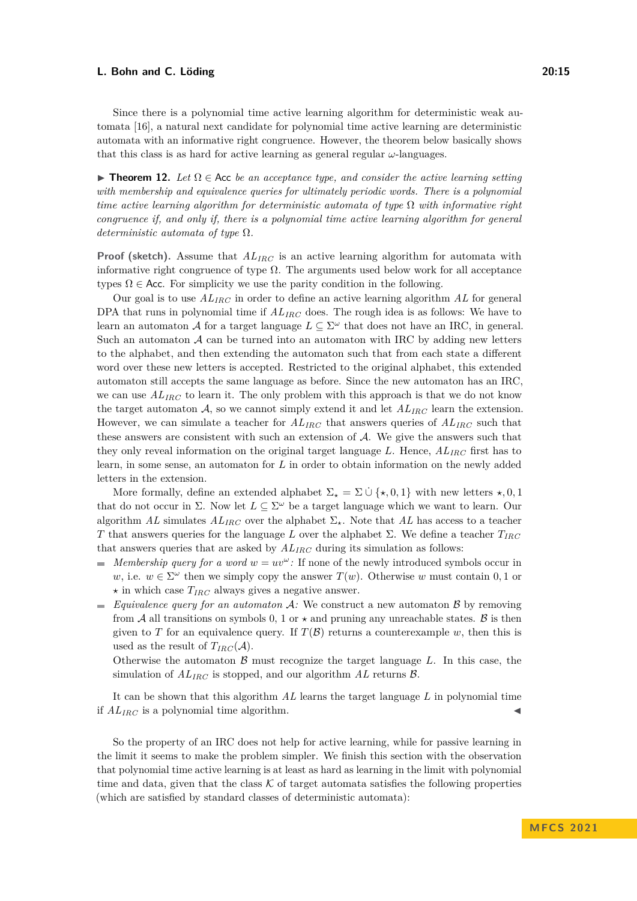Since there is a polynomial time active learning algorithm for deterministic weak automata [16], a natural next candidate for polynomial time active learning are deterministic automata with an informative right congruence. However, the theorem below basically shows that this class is as hard for active learning as general regular $\omega$-languages.

▶ **Theorem 12.** *Let $\Omega \in \mathsf{Acc}$ be an acceptance type, and consider the active learning setting with membership and equivalence queries for ultimately periodic words. There is a polynomial time active learning algorithm for deterministic automata of type $\Omega$ with informative right congruence if, and only if, there is a polynomial time active learning algorithm for general deterministic automata of type $\Omega$.*

**Proof (sketch).** Assume that $AL_{IRC}$ is an active learning algorithm for automata with informative right congruence of type $\Omega$. The arguments used below work for all acceptance types $\Omega \in \mathsf{Acc}$. For simplicity we use the parity condition in the following.

Our goal is to use $AL_{IRC}$ in order to define an active learning algorithm $AL$ for general DPA that runs in polynomial time if $AL_{IRC}$ does. The rough idea is as follows: We have to learn an automaton $\mathcal{A}$ for a target language $L \subseteq \Sigma^\omega$ that does not have an IRC, in general. Such an automaton $\mathcal{A}$ can be turned into an automaton with IRC by adding new letters to the alphabet, and then extending the automaton such that from each state a different word over these new letters is accepted. Restricted to the original alphabet, this extended automaton still accepts the same language as before. Since the new automaton has an IRC, we can use $AL_{IRC}$ to learn it. The only problem with this approach is that we do not know the target automaton $\mathcal{A}$, so we cannot simply extend it and let $AL_{IRC}$ learn the extension. However, we can simulate a teacher for $AL_{IRC}$ that answers queries of $AL_{IRC}$ such that these answers are consistent with such an extension of $\mathcal{A}$. We give the answers such that they only reveal information on the original target language $L$. Hence, $AL_{IRC}$ first has to learn, in some sense, an automaton for $L$ in order to obtain information on the newly added letters in the extension.

More formally, define an extended alphabet $\Sigma_\star = \Sigma \dot\cup \{\star, 0, 1\}$ with new letters $\star, 0, 1$ that do not occur in $\Sigma$. Now let $L \subseteq \Sigma^\omega$ be a target language which we want to learn. Our algorithm $AL$ simulates $AL_{IRC}$ over the alphabet $\Sigma_\star$. Note that $AL$ has access to a teacher $T$ that answers queries for the language $L$ over the alphabet $\Sigma$. We define a teacher $T_{IRC}$ that answers queries that are asked by $AL_{IRC}$ during its simulation as follows:

- *Membership query for a word $w = uv^\omega$:* If none of the newly introduced symbols occur in $w$, i.e. $w \in \Sigma^\omega$ then we simply copy the answer $T(w)$. Otherwise $w$ must contain $0, 1$ or $\star$ in which case $T_{IRC}$ always gives a negative answer.
- *Equivalence query for an automaton $\mathcal{A}$:* We construct a new automaton $\mathcal{B}$ by removing from $\mathcal{A}$ all transitions on symbols 0, 1 or $\star$ and pruning any unreachable states. $\mathcal{B}$ is then given to $T$ for an equivalence query. If $T(\mathcal{B})$ returns a counterexample $w$, then this is used as the result of $T_{IRC}(\mathcal{A})$.

  Otherwise the automaton $\mathcal{B}$ must recognize the target language $L$. In this case, the simulation of $AL_{IRC}$ is stopped, and our algorithm $AL$ returns $\mathcal{B}$.

It can be shown that this algorithm $AL$ learns the target language $L$ in polynomial time if $AL_{IRC}$ is a polynomial time algorithm. ◀

So the property of an IRC does not help for active learning, while for passive learning in the limit it seems to make the problem simpler. We finish this section with the observation that polynomial time active learning is at least as hard as learning in the limit with polynomial time and data, given that the class $\mathcal{K}$ of target automata satisfies the following properties (which are satisfied by standard classes of deterministic automata):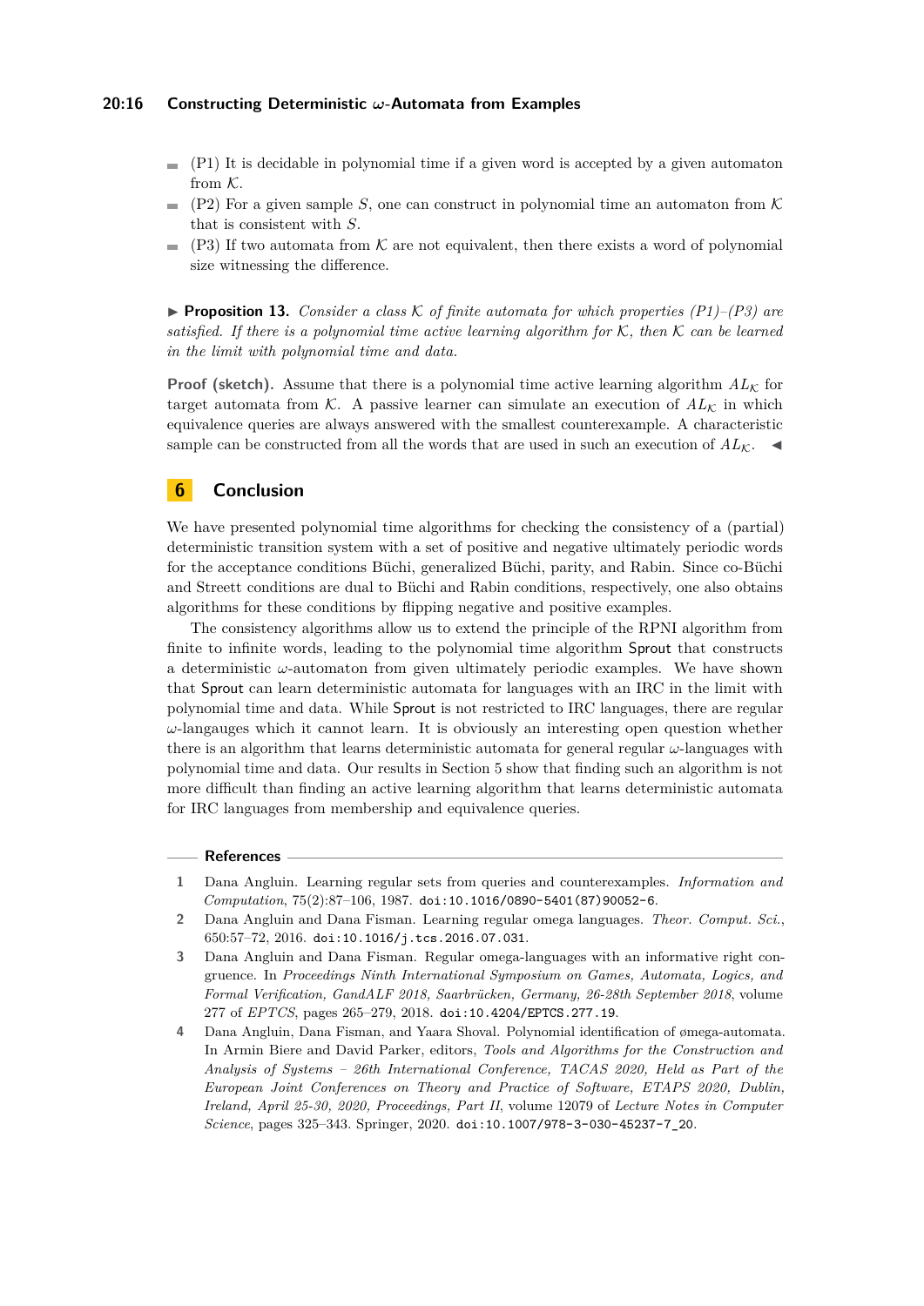- (P1) It is decidable in polynomial time if a given word is accepted by a given automaton from $\mathcal{K}$.
- (P2) For a given sample $S$, one can construct in polynomial time an automaton from $\mathcal{K}$ that is consistent with $S$.
- (P3) If two automata from $\mathcal{K}$ are not equivalent, then there exists a word of polynomial size witnessing the difference.

▶ **Proposition 13.** *Consider a class $\mathcal{K}$ of finite automata for which properties (P1)–(P3) are satisfied. If there is a polynomial time active learning algorithm for $\mathcal{K}$, then $\mathcal{K}$ can be learned in the limit with polynomial time and data.*

**Proof (sketch).** Assume that there is a polynomial time active learning algorithm $AL_{\mathcal{K}}$ for target automata from $\mathcal{K}$. A passive learner can simulate an execution of $AL_{\mathcal{K}}$ in which equivalence queries are always answered with the smallest counterexample. A characteristic sample can be constructed from all the words that are used in such an execution of $AL_{\mathcal{K}}$. ◀

## 6 Conclusion

We have presented polynomial time algorithms for checking the consistency of a (partial) deterministic transition system with a set of positive and negative ultimately periodic words for the acceptance conditions Büchi, generalized Büchi, parity, and Rabin. Since co-Büchi and Streett conditions are dual to Büchi and Rabin conditions, respectively, one also obtains algorithms for these conditions by flipping negative and positive examples.

The consistency algorithms allow us to extend the principle of the RPNI algorithm from finite to infinite words, leading to the polynomial time algorithm Sprout that constructs a deterministic $\omega$-automaton from given ultimately periodic examples. We have shown that Sprout can learn deterministic automata for languages with an IRC in the limit with polynomial time and data. While Sprout is not restricted to IRC languages, there are regular $\omega$-langauges which it cannot learn. It is obviously an interesting open question whether there is an algorithm that learns deterministic automata for general regular $\omega$-languages with polynomial time and data. Our results in Section 5 show that finding such an algorithm is not more difficult than finding an active learning algorithm that learns deterministic automata for IRC languages from membership and equivalence queries.

## References

1. Dana Angluin. Learning regular sets from queries and counterexamples. *Information and Computation*, 75(2):87–106, 1987. doi:10.1016/0890-5401(87)90052-6.
2. Dana Angluin and Dana Fisman. Learning regular omega languages. *Theor. Comput. Sci.*, 650:57–72, 2016. doi:10.1016/j.tcs.2016.07.031.
3. Dana Angluin and Dana Fisman. Regular omega-languages with an informative right congruence. In *Proceedings Ninth International Symposium on Games, Automata, Logics, and Formal Verification, GandALF 2018, Saarbrücken, Germany, 26-28th September 2018*, volume 277 of *EPTCS*, pages 265–279, 2018. doi:10.4204/EPTCS.277.19.
4. Dana Angluin, Dana Fisman, and Yaara Shoval. Polynomial identification of ømega-automata. In Armin Biere and David Parker, editors, *Tools and Algorithms for the Construction and Analysis of Systems – 26th International Conference, TACAS 2020, Held as Part of the European Joint Conferences on Theory and Practice of Software, ETAPS 2020, Dublin, Ireland, April 25-30, 2020, Proceedings, Part II*, volume 12079 of *Lecture Notes in Computer Science*, pages 325–343. Springer, 2020. doi:10.1007/978-3-030-45237-7_20.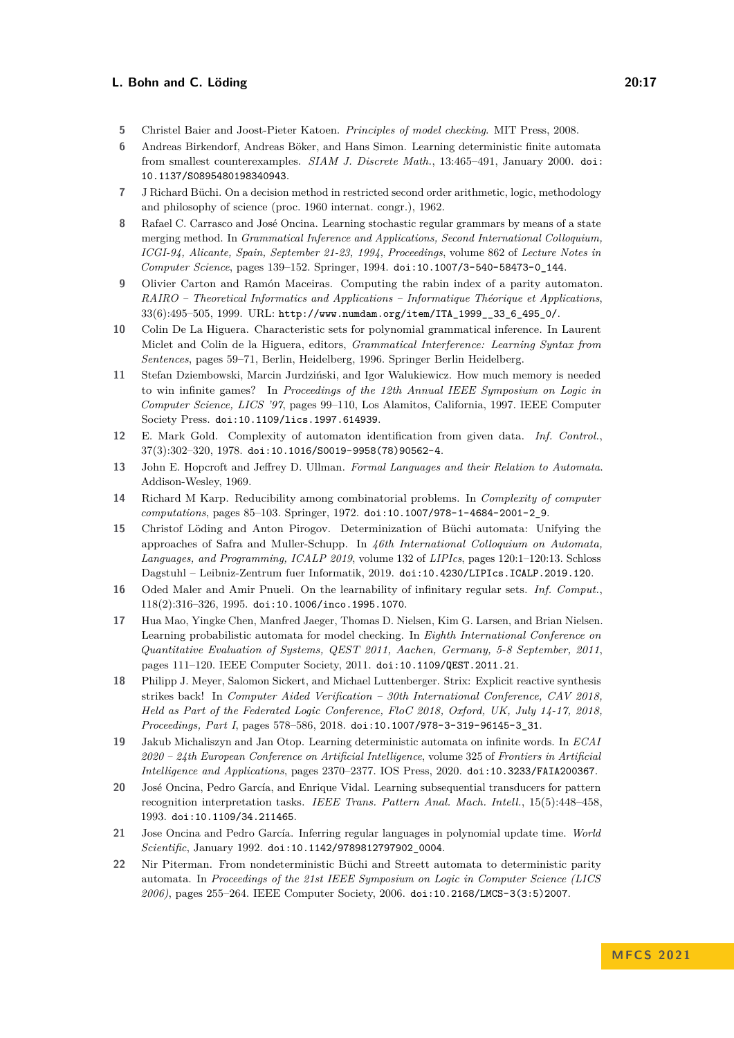5. Christel Baier and Joost-Pieter Katoen. *Principles of model checking*. MIT Press, 2008.
6. Andreas Birkendorf, Andreas Böker, and Hans Simon. Learning deterministic finite automata from smallest counterexamples. *SIAM J. Discrete Math.*, 13:465–491, January 2000. doi:10.1137/S0895480198340943.
7. J Richard Büchi. On a decision method in restricted second order arithmetic, logic, methodology and philosophy of science (proc. 1960 internat. congr.), 1962.
8. Rafael C. Carrasco and José Oncina. Learning stochastic regular grammars by means of a state merging method. In *Grammatical Inference and Applications, Second International Colloquium, ICGI-94, Alicante, Spain, September 21-23, 1994, Proceedings*, volume 862 of *Lecture Notes in Computer Science*, pages 139–152. Springer, 1994. doi:10.1007/3-540-58473-0_144.
9. Olivier Carton and Ramón Maceiras. Computing the rabin index of a parity automaton. *RAIRO – Theoretical Informatics and Applications – Informatique Théorique et Applications*, 33(6):495–505, 1999. URL: http://www.numdam.org/item/ITA_1999__33_6_495_0/.
10. Colin De La Higuera. Characteristic sets for polynomial grammatical inference. In Laurent Miclet and Colin de la Higuera, editors, *Grammatical Interference: Learning Syntax from Sentences*, pages 59–71, Berlin, Heidelberg, 1996. Springer Berlin Heidelberg.
11. Stefan Dziembowski, Marcin Jurdziński, and Igor Walukiewicz. How much memory is needed to win infinite games? In *Proceedings of the 12th Annual IEEE Symposium on Logic in Computer Science, LICS '97*, pages 99–110, Los Alamitos, California, 1997. IEEE Computer Society Press. doi:10.1109/lics.1997.614939.
12. E. Mark Gold. Complexity of automaton identification from given data. *Inf. Control.*, 37(3):302–320, 1978. doi:10.1016/S0019-9958(78)90562-4.
13. John E. Hopcroft and Jeffrey D. Ullman. *Formal Languages and their Relation to Automata*. Addison-Wesley, 1969.
14. Richard M Karp. Reducibility among combinatorial problems. In *Complexity of computer computations*, pages 85–103. Springer, 1972. doi:10.1007/978-1-4684-2001-2_9.
15. Christof Löding and Anton Pirogov. Determinization of Büchi automata: Unifying the approaches of Safra and Muller-Schupp. In *46th International Colloquium on Automata, Languages, and Programming, ICALP 2019*, volume 132 of *LIPIcs*, pages 120:1–120:13. Schloss Dagstuhl – Leibniz-Zentrum fuer Informatik, 2019. doi:10.4230/LIPIcs.ICALP.2019.120.
16. Oded Maler and Amir Pnueli. On the learnability of infinitary regular sets. *Inf. Comput.*, 118(2):316–326, 1995. doi:10.1006/inco.1995.1070.
17. Hua Mao, Yingke Chen, Manfred Jaeger, Thomas D. Nielsen, Kim G. Larsen, and Brian Nielsen. Learning probabilistic automata for model checking. In *Eighth International Conference on Quantitative Evaluation of Systems, QEST 2011, Aachen, Germany, 5-8 September, 2011*, pages 111–120. IEEE Computer Society, 2011. doi:10.1109/QEST.2011.21.
18. Philipp J. Meyer, Salomon Sickert, and Michael Luttenberger. Strix: Explicit reactive synthesis strikes back! In *Computer Aided Verification – 30th International Conference, CAV 2018, Held as Part of the Federated Logic Conference, FloC 2018, Oxford, UK, July 14-17, 2018, Proceedings, Part I*, pages 578–586, 2018. doi:10.1007/978-3-319-96145-3_31.
19. Jakub Michaliszyn and Jan Otop. Learning deterministic automata on infinite words. In *ECAI 2020 – 24th European Conference on Artificial Intelligence*, volume 325 of *Frontiers in Artificial Intelligence and Applications*, pages 2370–2377. IOS Press, 2020. doi:10.3233/FAIA200367.
20. José Oncina, Pedro García, and Enrique Vidal. Learning subsequential transducers for pattern recognition interpretation tasks. *IEEE Trans. Pattern Anal. Mach. Intell.*, 15(5):448–458, 1993. doi:10.1109/34.211465.
21. Jose Oncina and Pedro García. Inferring regular languages in polynomial update time. *World Scientific*, January 1992. doi:10.1142/9789812797902_0004.
22. Nir Piterman. From nondeterministic Büchi and Streett automata to deterministic parity automata. In *Proceedings of the 21st IEEE Symposium on Logic in Computer Science (LICS 2006)*, pages 255–264. IEEE Computer Society, 2006. doi:10.2168/LMCS-3(3:5)2007.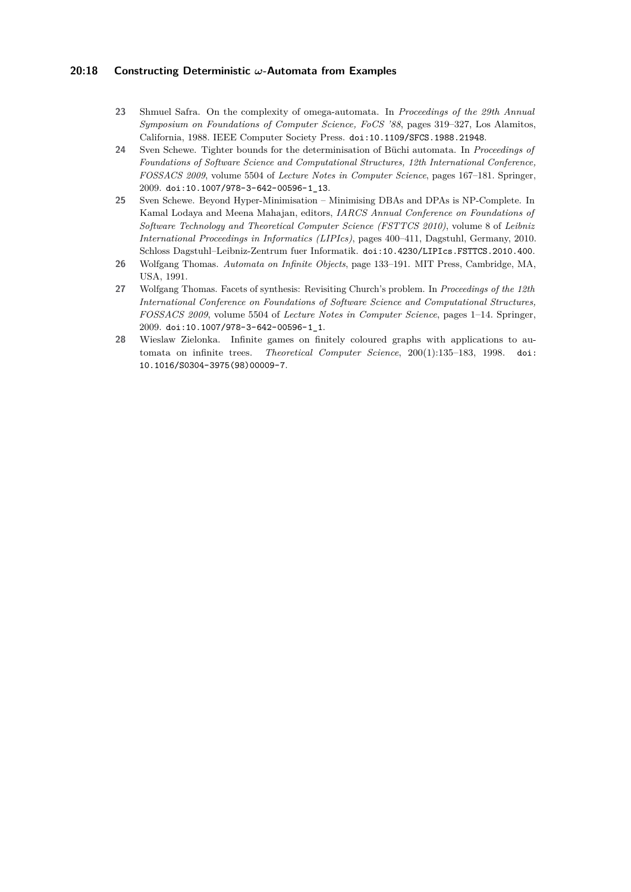23 Shmuel Safra. On the complexity of omega-automata. In *Proceedings of the 29th Annual Symposium on Foundations of Computer Science, FoCS '88*, pages 319–327, Los Alamitos, California, 1988. IEEE Computer Society Press. doi:10.1109/SFCS.1988.21948.

24 Sven Schewe. Tighter bounds for the determinisation of Büchi automata. In *Proceedings of Foundations of Software Science and Computational Structures, 12th International Conference, FOSSACS 2009*, volume 5504 of *Lecture Notes in Computer Science*, pages 167–181. Springer, 2009. doi:10.1007/978-3-642-00596-1_13.

25 Sven Schewe. Beyond Hyper-Minimisation – Minimising DBAs and DPAs is NP-Complete. In Kamal Lodaya and Meena Mahajan, editors, *IARCS Annual Conference on Foundations of Software Technology and Theoretical Computer Science (FSTTCS 2010)*, volume 8 of *Leibniz International Proceedings in Informatics (LIPIcs)*, pages 400–411, Dagstuhl, Germany, 2010. Schloss Dagstuhl–Leibniz-Zentrum fuer Informatik. doi:10.4230/LIPIcs.FSTTCS.2010.400.

26 Wolfgang Thomas. *Automata on Infinite Objects*, page 133–191. MIT Press, Cambridge, MA, USA, 1991.

27 Wolfgang Thomas. Facets of synthesis: Revisiting Church's problem. In *Proceedings of the 12th International Conference on Foundations of Software Science and Computational Structures, FOSSACS 2009*, volume 5504 of *Lecture Notes in Computer Science*, pages 1–14. Springer, 2009. doi:10.1007/978-3-642-00596-1_1.

28 Wieslaw Zielonka. Infinite games on finitely coloured graphs with applications to automata on infinite trees. *Theoretical Computer Science*, 200(1):135–183, 1998. doi:10.1016/S0304-3975(98)00009-7.